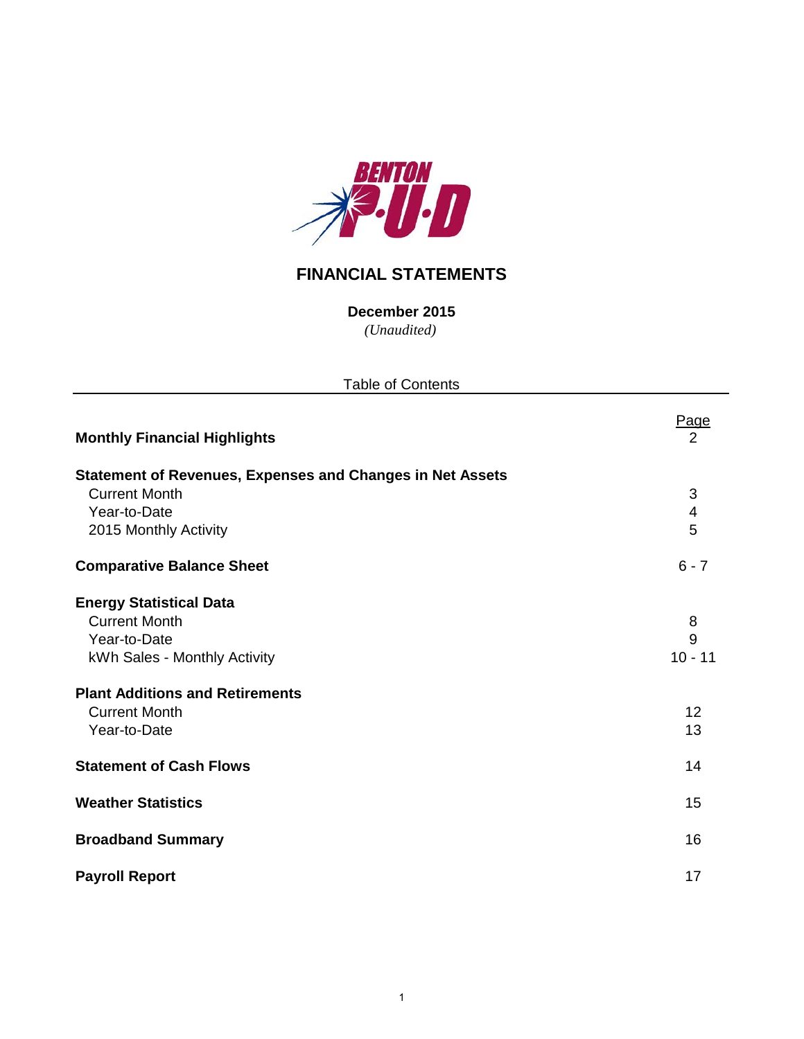BENTON P·U·D

# FINANCIAL STATEMENTS

**December 2015**

*(Unaudited)*

Table of Contents

| | Page |
|---|---|
| **Monthly Financial Highlights** | 2 |
| **Statement of Revenues, Expenses and Changes in Net Assets** | |
| Current Month | 3 |
| Year-to-Date | 4 |
| 2015 Monthly Activity | 5 |
| **Comparative Balance Sheet** | 6 - 7 |
| **Energy Statistical Data** | |
| Current Month | 8 |
| Year-to-Date | 9 |
| kWh Sales - Monthly Activity | 10 - 11 |
| **Plant Additions and Retirements** | |
| Current Month | 12 |
| Year-to-Date | 13 |
| **Statement of Cash Flows** | 14 |
| **Weather Statistics** | 15 |
| **Broadband Summary** | 16 |
| **Payroll Report** | 17 |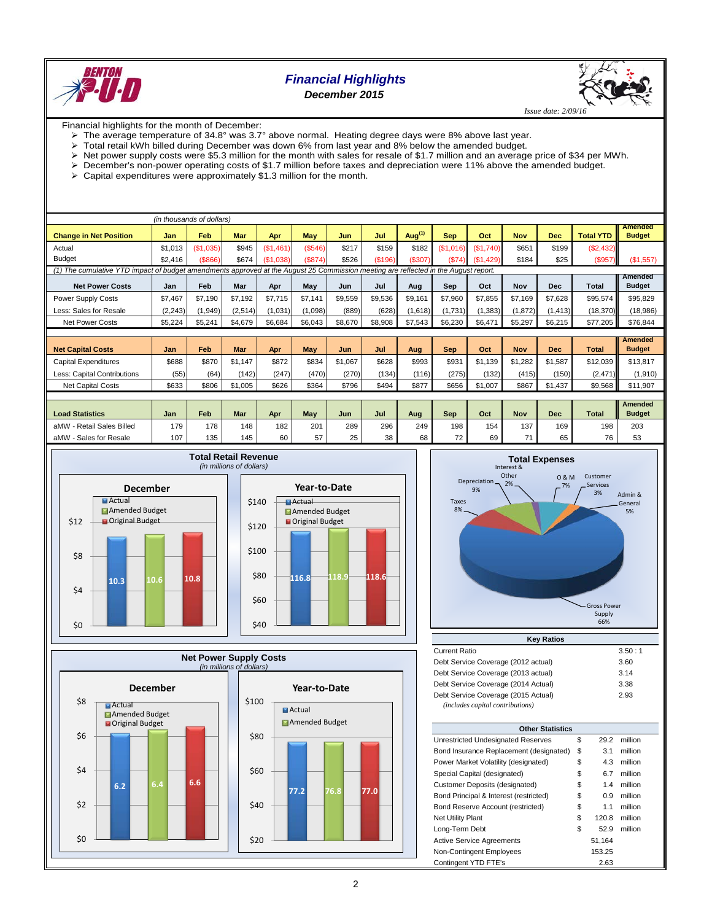# Financial Highlights

**December 2015**

*Issue date: 2/09/16*

Financial highlights for the month of December:

- The average temperature of 34.8° was 3.7° above normal. Heating degree days were 8% above last year.
- Total retail kWh billed during December was down 6% from last year and 8% below the amended budget.
- Net power supply costs were $5.3 million for the month with sales for resale of $1.7 million and an average price of $34 per MWh.
- December's non-power operating costs of $1.7 million before taxes and depreciation were 11% above the amended budget.
- Capital expenditures were approximately $1.3 million for the month.

*(in thousands of dollars)*

| Change in Net Position | Jan | Feb | Mar | Apr | May | Jun | Jul | Aug[1] | Sep | Oct | Nov | Dec | Total YTD | Amended Budget |
|---|---|---|---|---|---|---|---|---|---|---|---|---|---|---|
| Actual | $1,013 | ($1,035) | $945 | ($1,461) | ($546) | $217 | $159 | $182 | ($1,016) | ($1,740) | $651 | $199 | ($2,432) | |
| Budget | $2,416 | ($866) | $674 | ($1,038) | ($874) | $526 | ($196) | ($307) | ($74) | ($1,429) | $184 | $25 | ($957) | ($1,557) |

*(1) The cumulative YTD impact of budget amendments approved at the August 25 Commission meeting are reflected in the August report.*

| Net Power Costs | Jan | Feb | Mar | Apr | May | Jun | Jul | Aug | Sep | Oct | Nov | Dec | Total | Amended Budget |
|---|---|---|---|---|---|---|---|---|---|---|---|---|---|---|
| Power Supply Costs | $7,467 | $7,190 | $7,192 | $7,715 | $7,141 | $9,559 | $9,536 | $9,161 | $7,960 | $7,855 | $7,169 | $7,628 | $95,574 | $95,829 |
| Less: Sales for Resale | (2,243) | (1,949) | (2,514) | (1,031) | (1,098) | (889) | (628) | (1,618) | (1,731) | (1,383) | (1,872) | (1,413) | (18,370) | (18,986) |
| Net Power Costs | $5,224 | $5,241 | $4,679 | $6,684 | $6,043 | $8,670 | $8,908 | $7,543 | $6,230 | $6,471 | $5,297 | $6,215 | $77,205 | $76,844 |

| Net Capital Costs | Jan | Feb | Mar | Apr | May | Jun | Jul | Aug | Sep | Oct | Nov | Dec | Total | Amended Budget |
|---|---|---|---|---|---|---|---|---|---|---|---|---|---|---|
| Capital Expenditures | $688 | $870 | $1,147 | $872 | $834 | $1,067 | $628 | $993 | $931 | $1,139 | $1,282 | $1,587 | $12,039 | $13,817 |
| Less: Capital Contributions | (55) | (64) | (142) | (247) | (470) | (270) | (134) | (116) | (275) | (132) | (415) | (150) | (2,471) | (1,910) |
| Net Capital Costs | $633 | $806 | $1,005 | $626 | $364 | $796 | $494 | $877 | $656 | $1,007 | $867 | $1,437 | $9,568 | $11,907 |

| Load Statistics | Jan | Feb | Mar | Apr | May | Jun | Jul | Aug | Sep | Oct | Nov | Dec | Total | Amended Budget |
|---|---|---|---|---|---|---|---|---|---|---|---|---|---|---|
| aMW - Retail Sales Billed | 179 | 178 | 148 | 182 | 201 | 289 | 296 | 249 | 198 | 154 | 137 | 169 | 198 | 203 |
| aMW - Sales for Resale | 107 | 135 | 145 | 60 | 57 | 25 | 38 | 68 | 72 | 69 | 71 | 65 | 76 | 53 |

## Total Retail Revenue
*(in millions of dollars)*

| | Actual | Amended Budget | Original Budget |
|---|---|---|---|
| December | 10.3 | 10.6 | 10.8 |
| Year-to-Date | 116.8 | 118.9 | 118.6 |

## Total Expenses

| Category | Share |
|---|---|
| Gross Power Supply | 66% |
| Depreciation | 9% |
| Taxes | 8% |
| O & M | 7% |
| Admin & General | 5% |
| Customer Services | 3% |
| Interest & Other | 2% |

## Net Power Supply Costs
*(in millions of dollars)*

| | Actual | Amended Budget | Original Budget |
|---|---|---|---|
| December | 6.2 | 6.4 | 6.6 |
| Year-to-Date | 77.2 | 76.8 | 77.0 |

## Key Ratios

| | |
|---|---|
| Current Ratio | 3.50 : 1 |
| Debt Service Coverage (2012 actual) | 3.60 |
| Debt Service Coverage (2013 actual) | 3.14 |
| Debt Service Coverage (2014 Actual) | 3.38 |
| Debt Service Coverage (2015 Actual) | 2.93 |

*(includes capital contributions)*

## Other Statistics

| | | |
|---|---|---|
| Unrestricted Undesignated Reserves | $ 29.2 | million |
| Bond Insurance Replacement (designated) | $ 3.1 | million |
| Power Market Volatility (designated) | $ 4.3 | million |
| Special Capital (designated) | $ 6.7 | million |
| Customer Deposits (designated) | $ 1.4 | million |
| Bond Principal & Interest (restricted) | $ 0.9 | million |
| Bond Reserve Account (restricted) | $ 1.1 | million |
| Net Utility Plant | $ 120.8 | million |
| Long-Term Debt | $ 52.9 | million |
| Active Service Agreements | 51,164 | |
| Non-Contingent Employees | 153.25 | |
| Contingent YTD FTE's | 2.63 | |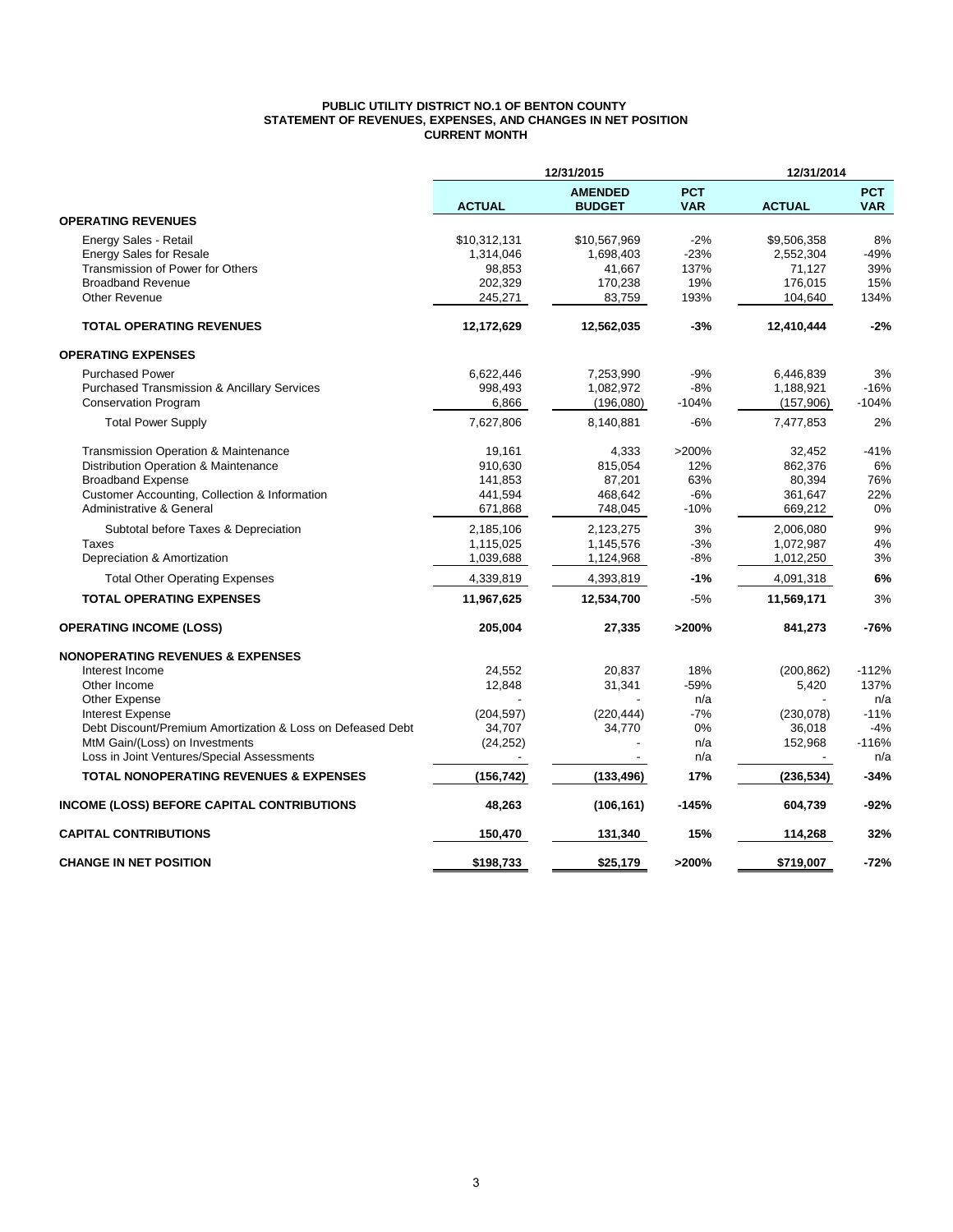**PUBLIC UTILITY DISTRICT NO.1 OF BENTON COUNTY**
**STATEMENT OF REVENUES, EXPENSES, AND CHANGES IN NET POSITION**
**CURRENT MONTH**

| | 12/31/2015 | | | 12/31/2014 | |
|---|---|---|---|---|---|
| | **ACTUAL** | **AMENDED BUDGET** | **PCT VAR** | **ACTUAL** | **PCT VAR** |
| **OPERATING REVENUES** | | | | | |
| Energy Sales - Retail | $10,312,131 | $10,567,969 | -2% | $9,506,358 | 8% |
| Energy Sales for Resale | 1,314,046 | 1,698,403 | -23% | 2,552,304 | -49% |
| Transmission of Power for Others | 98,853 | 41,667 | 137% | 71,127 | 39% |
| Broadband Revenue | 202,329 | 170,238 | 19% | 176,015 | 15% |
| Other Revenue | 245,271 | 83,759 | 193% | 104,640 | 134% |
| **TOTAL OPERATING REVENUES** | **12,172,629** | **12,562,035** | **-3%** | **12,410,444** | **-2%** |
| **OPERATING EXPENSES** | | | | | |
| Purchased Power | 6,622,446 | 7,253,990 | -9% | 6,446,839 | 3% |
| Purchased Transmission & Ancillary Services | 998,493 | 1,082,972 | -8% | 1,188,921 | -16% |
| Conservation Program | 6,866 | (196,080) | -104% | (157,906) | -104% |
| Total Power Supply | 7,627,806 | 8,140,881 | -6% | 7,477,853 | 2% |
| Transmission Operation & Maintenance | 19,161 | 4,333 | >200% | 32,452 | -41% |
| Distribution Operation & Maintenance | 910,630 | 815,054 | 12% | 862,376 | 6% |
| Broadband Expense | 141,853 | 87,201 | 63% | 80,394 | 76% |
| Customer Accounting, Collection & Information | 441,594 | 468,642 | -6% | 361,647 | 22% |
| Administrative & General | 671,868 | 748,045 | -10% | 669,212 | 0% |
| Subtotal before Taxes & Depreciation | 2,185,106 | 2,123,275 | 3% | 2,006,080 | 9% |
| Taxes | 1,115,025 | 1,145,576 | -3% | 1,072,987 | 4% |
| Depreciation & Amortization | 1,039,688 | 1,124,968 | -8% | 1,012,250 | 3% |
| Total Other Operating Expenses | 4,339,819 | 4,393,819 | **-1%** | 4,091,318 | **6%** |
| **TOTAL OPERATING EXPENSES** | **11,967,625** | **12,534,700** | -5% | **11,569,171** | 3% |
| **OPERATING INCOME (LOSS)** | **205,004** | **27,335** | **>200%** | **841,273** | **-76%** |
| **NONOPERATING REVENUES & EXPENSES** | | | | | |
| Interest Income | 24,552 | 20,837 | 18% | (200,862) | -112% |
| Other Income | 12,848 | 31,341 | -59% | 5,420 | 137% |
| Other Expense | - | - | n/a | - | n/a |
| Interest Expense | (204,597) | (220,444) | -7% | (230,078) | -11% |
| Debt Discount/Premium Amortization & Loss on Defeased Debt | 34,707 | 34,770 | 0% | 36,018 | -4% |
| MtM Gain/(Loss) on Investments | (24,252) | - | n/a | 152,968 | -116% |
| Loss in Joint Ventures/Special Assessments | - | - | n/a | - | n/a |
| **TOTAL NONOPERATING REVENUES & EXPENSES** | **(156,742)** | **(133,496)** | **17%** | **(236,534)** | **-34%** |
| **INCOME (LOSS) BEFORE CAPITAL CONTRIBUTIONS** | **48,263** | **(106,161)** | **-145%** | **604,739** | **-92%** |
| **CAPITAL CONTRIBUTIONS** | **150,470** | **131,340** | **15%** | **114,268** | **32%** |
| **CHANGE IN NET POSITION** | **$198,733** | **$25,179** | **>200%** | **$719,007** | **-72%** |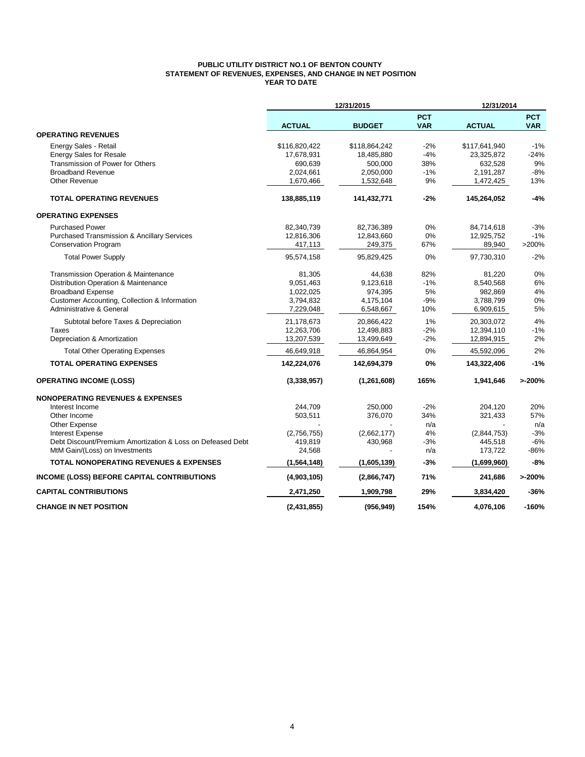**PUBLIC UTILITY DISTRICT NO.1 OF BENTON COUNTY**
**STATEMENT OF REVENUES, EXPENSES, AND CHANGE IN NET POSITION**
**YEAR TO DATE**

| | 12/31/2015 | | | 12/31/2014 | |
|---|---|---|---|---|---|
| | **ACTUAL** | **BUDGET** | **PCT VAR** | **ACTUAL** | **PCT VAR** |
| **OPERATING REVENUES** | | | | | |
| Energy Sales - Retail | $116,820,422 | $118,864,242 | -2% | $117,641,940 | -1% |
| Energy Sales for Resale | 17,678,931 | 18,485,880 | -4% | 23,325,872 | -24% |
| Transmission of Power for Others | 690,639 | 500,000 | 38% | 632,528 | 9% |
| Broadband Revenue | 2,024,661 | 2,050,000 | -1% | 2,191,287 | -8% |
| Other Revenue | 1,670,466 | 1,532,648 | 9% | 1,472,425 | 13% |
| **TOTAL OPERATING REVENUES** | **138,885,119** | **141,432,771** | **-2%** | **145,264,052** | **-4%** |
| **OPERATING EXPENSES** | | | | | |
| Purchased Power | 82,340,739 | 82,736,389 | 0% | 84,714,618 | -3% |
| Purchased Transmission & Ancillary Services | 12,816,306 | 12,843,660 | 0% | 12,925,752 | -1% |
| Conservation Program | 417,113 | 249,375 | 67% | 89,940 | >200% |
| Total Power Supply | 95,574,158 | 95,829,425 | 0% | 97,730,310 | -2% |
| Transmission Operation & Maintenance | 81,305 | 44,638 | 82% | 81,220 | 0% |
| Distribution Operation & Maintenance | 9,051,463 | 9,123,618 | -1% | 8,540,568 | 6% |
| Broadband Expense | 1,022,025 | 974,395 | 5% | 982,869 | 4% |
| Customer Accounting, Collection & Information | 3,794,832 | 4,175,104 | -9% | 3,788,799 | 0% |
| Administrative & General | 7,229,048 | 6,548,667 | 10% | 6,909,615 | 5% |
| Subtotal before Taxes & Depreciation | 21,178,673 | 20,866,422 | 1% | 20,303,072 | 4% |
| Taxes | 12,263,706 | 12,498,883 | -2% | 12,394,110 | -1% |
| Depreciation & Amortization | 13,207,539 | 13,499,649 | -2% | 12,894,915 | 2% |
| Total Other Operating Expenses | 46,649,918 | 46,864,954 | 0% | 45,592,096 | 2% |
| **TOTAL OPERATING EXPENSES** | **142,224,076** | **142,694,379** | **0%** | **143,322,406** | **-1%** |
| **OPERATING INCOME (LOSS)** | **(3,338,957)** | **(1,261,608)** | **165%** | **1,941,646** | **>-200%** |
| **NONOPERATING REVENUES & EXPENSES** | | | | | |
| Interest Income | 244,709 | 250,000 | -2% | 204,120 | 20% |
| Other Income | 503,511 | 376,070 | 34% | 321,433 | 57% |
| Other Expense | - | - | n/a | - | n/a |
| Interest Expense | (2,756,755) | (2,662,177) | 4% | (2,844,753) | -3% |
| Debt Discount/Premium Amortization & Loss on Defeased Debt | 419,819 | 430,968 | -3% | 445,518 | -6% |
| MtM Gain/(Loss) on Investments | 24,568 | - | n/a | 173,722 | -86% |
| **TOTAL NONOPERATING REVENUES & EXPENSES** | **(1,564,148)** | **(1,605,139)** | **-3%** | **(1,699,960)** | **-8%** |
| **INCOME (LOSS) BEFORE CAPITAL CONTRIBUTIONS** | **(4,903,105)** | **(2,866,747)** | **71%** | **241,686** | **>-200%** |
| **CAPITAL CONTRIBUTIONS** | **2,471,250** | **1,909,798** | **29%** | **3,834,420** | **-36%** |
| **CHANGE IN NET POSITION** | **(2,431,855)** | **(956,949)** | **154%** | **4,076,106** | **-160%** |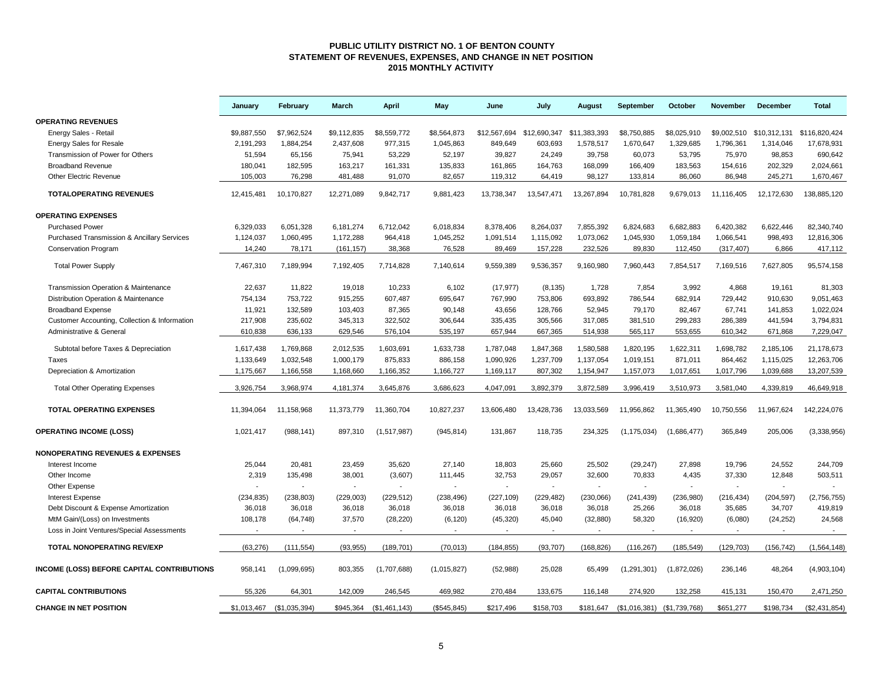**PUBLIC UTILITY DISTRICT NO. 1 OF BENTON COUNTY**
**STATEMENT OF REVENUES, EXPENSES, AND CHANGE IN NET POSITION**
**2015 MONTHLY ACTIVITY**

| | January | February | March | April | May | June | July | August | September | October | November | December | Total |
|---|---|---|---|---|---|---|---|---|---|---|---|---|---|
| **OPERATING REVENUES** | | | | | | | | | | | | | |
| Energy Sales - Retail | $9,887,550 | $7,962,524 | $9,112,835 | $8,559,772 | $8,564,873 | $12,567,694 | $12,690,347 | $11,383,393 | $8,750,885 | $8,025,910 | $9,002,510 | $10,312,131 | $116,820,424 |
| Energy Sales for Resale | 2,191,293 | 1,884,254 | 2,437,608 | 977,315 | 1,045,863 | 849,649 | 603,693 | 1,578,517 | 1,670,647 | 1,329,685 | 1,796,361 | 1,314,046 | 17,678,931 |
| Transmission of Power for Others | 51,594 | 65,156 | 75,941 | 53,229 | 52,197 | 39,827 | 24,249 | 39,758 | 60,073 | 53,795 | 75,970 | 98,853 | 690,642 |
| Broadband Revenue | 180,041 | 182,595 | 163,217 | 161,331 | 135,833 | 161,865 | 164,763 | 168,099 | 166,409 | 183,563 | 154,616 | 202,329 | 2,024,661 |
| Other Electric Revenue | 105,003 | 76,298 | 481,488 | 91,070 | 82,657 | 119,312 | 64,419 | 98,127 | 133,814 | 86,060 | 86,948 | 245,271 | 1,670,467 |
| **TOTALOPERATING REVENUES** | 12,415,481 | 10,170,827 | 12,271,089 | 9,842,717 | 9,881,423 | 13,738,347 | 13,547,471 | 13,267,894 | 10,781,828 | 9,679,013 | 11,116,405 | 12,172,630 | 138,885,120 |
| **OPERATING EXPENSES** | | | | | | | | | | | | | |
| Purchased Power | 6,329,033 | 6,051,328 | 6,181,274 | 6,712,042 | 6,018,834 | 8,378,406 | 8,264,037 | 7,855,392 | 6,824,683 | 6,682,883 | 6,420,382 | 6,622,446 | 82,340,740 |
| Purchased Transmission & Ancillary Services | 1,124,037 | 1,060,495 | 1,172,288 | 964,418 | 1,045,252 | 1,091,514 | 1,115,092 | 1,073,062 | 1,045,930 | 1,059,184 | 1,066,541 | 998,493 | 12,816,306 |
| Conservation Program | 14,240 | 78,171 | (161,157) | 38,368 | 76,528 | 89,469 | 157,228 | 232,526 | 89,830 | 112,450 | (317,407) | 6,866 | 417,112 |
| Total Power Supply | 7,467,310 | 7,189,994 | 7,192,405 | 7,714,828 | 7,140,614 | 9,559,389 | 9,536,357 | 9,160,980 | 7,960,443 | 7,854,517 | 7,169,516 | 7,627,805 | 95,574,158 |
| Transmission Operation & Maintenance | 22,637 | 11,822 | 19,018 | 10,233 | 6,102 | (17,977) | (8,135) | 1,728 | 7,854 | 3,992 | 4,868 | 19,161 | 81,303 |
| Distribution Operation & Maintenance | 754,134 | 753,722 | 915,255 | 607,487 | 695,647 | 767,990 | 753,806 | 693,892 | 786,544 | 682,914 | 729,442 | 910,630 | 9,051,463 |
| Broadband Expense | 11,921 | 132,589 | 103,403 | 87,365 | 90,148 | 43,656 | 128,766 | 52,945 | 79,170 | 82,467 | 67,741 | 141,853 | 1,022,024 |
| Customer Accounting, Collection & Information | 217,908 | 235,602 | 345,313 | 322,502 | 306,644 | 335,435 | 305,566 | 317,085 | 381,510 | 299,283 | 286,389 | 441,594 | 3,794,831 |
| Administrative & General | 610,838 | 636,133 | 629,546 | 576,104 | 535,197 | 657,944 | 667,365 | 514,938 | 565,117 | 553,655 | 610,342 | 671,868 | 7,229,047 |
| Subtotal before Taxes & Depreciation | 1,617,438 | 1,769,868 | 2,012,535 | 1,603,691 | 1,633,738 | 1,787,048 | 1,847,368 | 1,580,588 | 1,820,195 | 1,622,311 | 1,698,782 | 2,185,106 | 21,178,673 |
| Taxes | 1,133,649 | 1,032,548 | 1,000,179 | 875,833 | 886,158 | 1,090,926 | 1,237,709 | 1,137,054 | 1,019,151 | 871,011 | 864,462 | 1,115,025 | 12,263,706 |
| Depreciation & Amortization | 1,175,667 | 1,166,558 | 1,168,660 | 1,166,352 | 1,166,727 | 1,169,117 | 807,302 | 1,154,947 | 1,157,073 | 1,017,651 | 1,017,796 | 1,039,688 | 13,207,539 |
| Total Other Operating Expenses | 3,926,754 | 3,968,974 | 4,181,374 | 3,645,876 | 3,686,623 | 4,047,091 | 3,892,379 | 3,872,589 | 3,996,419 | 3,510,973 | 3,581,040 | 4,339,819 | 46,649,918 |
| **TOTAL OPERATING EXPENSES** | 11,394,064 | 11,158,968 | 11,373,779 | 11,360,704 | 10,827,237 | 13,606,480 | 13,428,736 | 13,033,569 | 11,956,862 | 11,365,490 | 10,750,556 | 11,967,624 | 142,224,076 |
| **OPERATING INCOME (LOSS)** | 1,021,417 | (988,141) | 897,310 | (1,517,987) | (945,814) | 131,867 | 118,735 | 234,325 | (1,175,034) | (1,686,477) | 365,849 | 205,006 | (3,338,956) |
| **NONOPERATING REVENUES & EXPENSES** | | | | | | | | | | | | | |
| Interest Income | 25,044 | 20,481 | 23,459 | 35,620 | 27,140 | 18,803 | 25,660 | 25,502 | (29,247) | 27,898 | 19,796 | 24,552 | 244,709 |
| Other Income | 2,319 | 135,498 | 38,001 | (3,607) | 111,445 | 32,753 | 29,057 | 32,600 | 70,833 | 4,435 | 37,330 | 12,848 | 503,511 |
| Other Expense | - | - | - | - | - | - | - | - | - | - | - | - | - |
| Interest Expense | (234,835) | (238,803) | (229,003) | (229,512) | (238,496) | (227,109) | (229,482) | (230,066) | (241,439) | (236,980) | (216,434) | (204,597) | (2,756,755) |
| Debt Discount & Expense Amortization | 36,018 | 36,018 | 36,018 | 36,018 | 36,018 | 36,018 | 36,018 | 36,018 | 25,266 | 36,018 | 35,685 | 34,707 | 419,819 |
| MtM Gain/(Loss) on Investments | 108,178 | (64,748) | 37,570 | (28,220) | (6,120) | (45,320) | 45,040 | (32,880) | 58,320 | (16,920) | (6,080) | (24,252) | 24,568 |
| Loss in Joint Ventures/Special Assessments | - | - | - | - | - | - | - | - | - | - | - | - | - |
| **TOTAL NONOPERATING REV/EXP** | (63,276) | (111,554) | (93,955) | (189,701) | (70,013) | (184,855) | (93,707) | (168,826) | (116,267) | (185,549) | (129,703) | (156,742) | (1,564,148) |
| **INCOME (LOSS) BEFORE CAPITAL CONTRIBUTIONS** | 958,141 | (1,099,695) | 803,355 | (1,707,688) | (1,015,827) | (52,988) | 25,028 | 65,499 | (1,291,301) | (1,872,026) | 236,146 | 48,264 | (4,903,104) |
| **CAPITAL CONTRIBUTIONS** | 55,326 | 64,301 | 142,009 | 246,545 | 469,982 | 270,484 | 133,675 | 116,148 | 274,920 | 132,258 | 415,131 | 150,470 | 2,471,250 |
| **CHANGE IN NET POSITION** | $1,013,467 | ($1,035,394) | $945,364 | ($1,461,143) | ($545,845) | $217,496 | $158,703 | $181,647 | ($1,016,381) | ($1,739,768) | $651,277 | $198,734 | ($2,431,854) |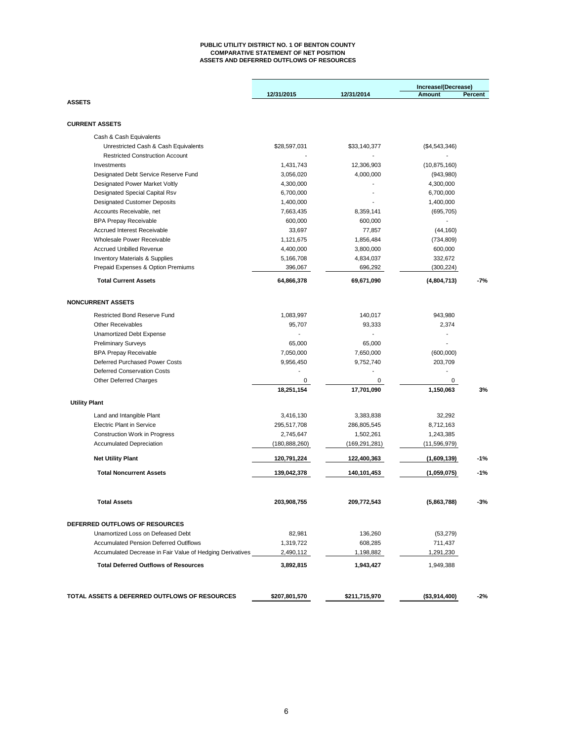**PUBLIC UTILITY DISTRICT NO. 1 OF BENTON COUNTY**
**COMPARATIVE STATEMENT OF NET POSITION**
**ASSETS AND DEFERRED OUTFLOWS OF RESOURCES**

| | 12/31/2015 | 12/31/2014 | Increase/(Decrease) Amount | Percent |
|---|---|---|---|---|
| **ASSETS** | | | | |
| **CURRENT ASSETS** | | | | |
| Cash & Cash Equivalents | | | | |
| Unrestricted Cash & Cash Equivalents | $28,597,031 | $33,140,377 | ($4,543,346) | |
| Restricted Construction Account | - | - | - | |
| Investments | 1,431,743 | 12,306,903 | (10,875,160) | |
| Designated Debt Service Reserve Fund | 3,056,020 | 4,000,000 | (943,980) | |
| Designated Power Market Voltly | 4,300,000 | - | 4,300,000 | |
| Designated Special Capital Rsv | 6,700,000 | - | 6,700,000 | |
| Designated Customer Deposits | 1,400,000 | - | 1,400,000 | |
| Accounts Receivable, net | 7,663,435 | 8,359,141 | (695,705) | |
| BPA Prepay Receivable | 600,000 | 600,000 | - | |
| Accrued Interest Receivable | 33,697 | 77,857 | (44,160) | |
| Wholesale Power Receivable | 1,121,675 | 1,856,484 | (734,809) | |
| Accrued Unbilled Revenue | 4,400,000 | 3,800,000 | 600,000 | |
| Inventory Materials & Supplies | 5,166,708 | 4,834,037 | 332,672 | |
| Prepaid Expenses & Option Premiums | 396,067 | 696,292 | (300,224) | |
| **Total Current Assets** | **64,866,378** | **69,671,090** | **(4,804,713)** | **-7%** |
| **NONCURRENT ASSETS** | | | | |
| Restricted Bond Reserve Fund | 1,083,997 | 140,017 | 943,980 | |
| Other Receivables | 95,707 | 93,333 | 2,374 | |
| Unamortized Debt Expense | - | - | - | |
| Preliminary Surveys | 65,000 | 65,000 | - | |
| BPA Prepay Receivable | 7,050,000 | 7,650,000 | (600,000) | |
| Deferred Purchased Power Costs | 9,956,450 | 9,752,740 | 203,709 | |
| Deferred Conservation Costs | - | - | - | |
| Other Deferred Charges | 0 | 0 | 0 | |
| | **18,251,154** | **17,701,090** | **1,150,063** | **3%** |
| **Utility Plant** | | | | |
| Land and Intangible Plant | 3,416,130 | 3,383,838 | 32,292 | |
| Electric Plant in Service | 295,517,708 | 286,805,545 | 8,712,163 | |
| Construction Work in Progress | 2,745,647 | 1,502,261 | 1,243,385 | |
| Accumulated Depreciation | (180,888,260) | (169,291,281) | (11,596,979) | |
| **Net Utility Plant** | **120,791,224** | **122,400,363** | **(1,609,139)** | **-1%** |
| **Total Noncurrent Assets** | **139,042,378** | **140,101,453** | **(1,059,075)** | **-1%** |
| **Total Assets** | **203,908,755** | **209,772,543** | **(5,863,788)** | **-3%** |
| **DEFERRED OUTFLOWS OF RESOURCES** | | | | |
| Unamortized Loss on Defeased Debt | 82,981 | 136,260 | (53,279) | |
| Accumulated Pension Deferred Outlflows | 1,319,722 | 608,285 | 711,437 | |
| Accumulated Decrease in Fair Value of Hedging Derivatives | 2,490,112 | 1,198,882 | 1,291,230 | |
| **Total Deferred Outflows of Resources** | **3,892,815** | **1,943,427** | 1,949,388 | |
| **TOTAL ASSETS & DEFERRED OUTFLOWS OF RESOURCES** | **$207,801,570** | **$211,715,970** | **($3,914,400)** | **-2%** |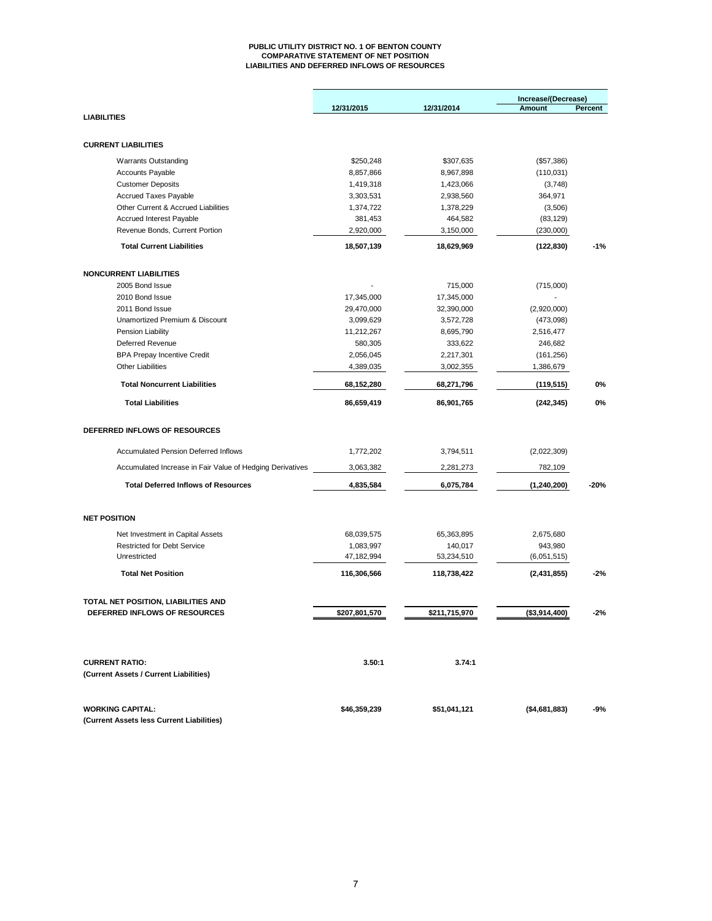**PUBLIC UTILITY DISTRICT NO. 1 OF BENTON COUNTY**
**COMPARATIVE STATEMENT OF NET POSITION**
**LIABILITIES AND DEFERRED INFLOWS OF RESOURCES**

| | 12/31/2015 | 12/31/2014 | Increase/(Decrease) Amount | Percent |
|---|---|---|---|---|
| **LIABILITIES** | | | | |
| **CURRENT LIABILITIES** | | | | |
| Warrants Outstanding | $250,248 | $307,635 | ($57,386) | |
| Accounts Payable | 8,857,866 | 8,967,898 | (110,031) | |
| Customer Deposits | 1,419,318 | 1,423,066 | (3,748) | |
| Accrued Taxes Payable | 3,303,531 | 2,938,560 | 364,971 | |
| Other Current & Accrued Liabilities | 1,374,722 | 1,378,229 | (3,506) | |
| Accrued Interest Payable | 381,453 | 464,582 | (83,129) | |
| Revenue Bonds, Current Portion | 2,920,000 | 3,150,000 | (230,000) | |
| **Total Current Liabilities** | **18,507,139** | **18,629,969** | **(122,830)** | **-1%** |
| **NONCURRENT LIABILITIES** | | | | |
| 2005 Bond Issue | - | 715,000 | (715,000) | |
| 2010 Bond Issue | 17,345,000 | 17,345,000 | - | |
| 2011 Bond Issue | 29,470,000 | 32,390,000 | (2,920,000) | |
| Unamortized Premium & Discount | 3,099,629 | 3,572,728 | (473,098) | |
| Pension Liability | 11,212,267 | 8,695,790 | 2,516,477 | |
| Deferred Revenue | 580,305 | 333,622 | 246,682 | |
| BPA Prepay Incentive Credit | 2,056,045 | 2,217,301 | (161,256) | |
| Other Liabilities | 4,389,035 | 3,002,355 | 1,386,679 | |
| **Total Noncurrent Liabilities** | **68,152,280** | **68,271,796** | **(119,515)** | **0%** |
| **Total Liabilities** | **86,659,419** | **86,901,765** | **(242,345)** | **0%** |
| **DEFERRED INFLOWS OF RESOURCES** | | | | |
| Accumulated Pension Deferred Inflows | 1,772,202 | 3,794,511 | (2,022,309) | |
| Accumulated Increase in Fair Value of Hedging Derivatives | 3,063,382 | 2,281,273 | 782,109 | |
| **Total Deferred Inflows of Resources** | **4,835,584** | **6,075,784** | **(1,240,200)** | **-20%** |
| **NET POSITION** | | | | |
| Net Investment in Capital Assets | 68,039,575 | 65,363,895 | 2,675,680 | |
| Restricted for Debt Service | 1,083,997 | 140,017 | 943,980 | |
| Unrestricted | 47,182,994 | 53,234,510 | (6,051,515) | |
| **Total Net Position** | **116,306,566** | **118,738,422** | **(2,431,855)** | **-2%** |
| **TOTAL NET POSITION, LIABILITIES AND DEFERRED INFLOWS OF RESOURCES** | **$207,801,570** | **$211,715,970** | **($3,914,400)** | **-2%** |
| **CURRENT RATIO:** (Current Assets / Current Liabilities) | **3.50:1** | **3.74:1** | | |
| **WORKING CAPITAL:** (Current Assets less Current Liabilities) | **$46,359,239** | **$51,041,121** | **($4,681,883)** | **-9%** |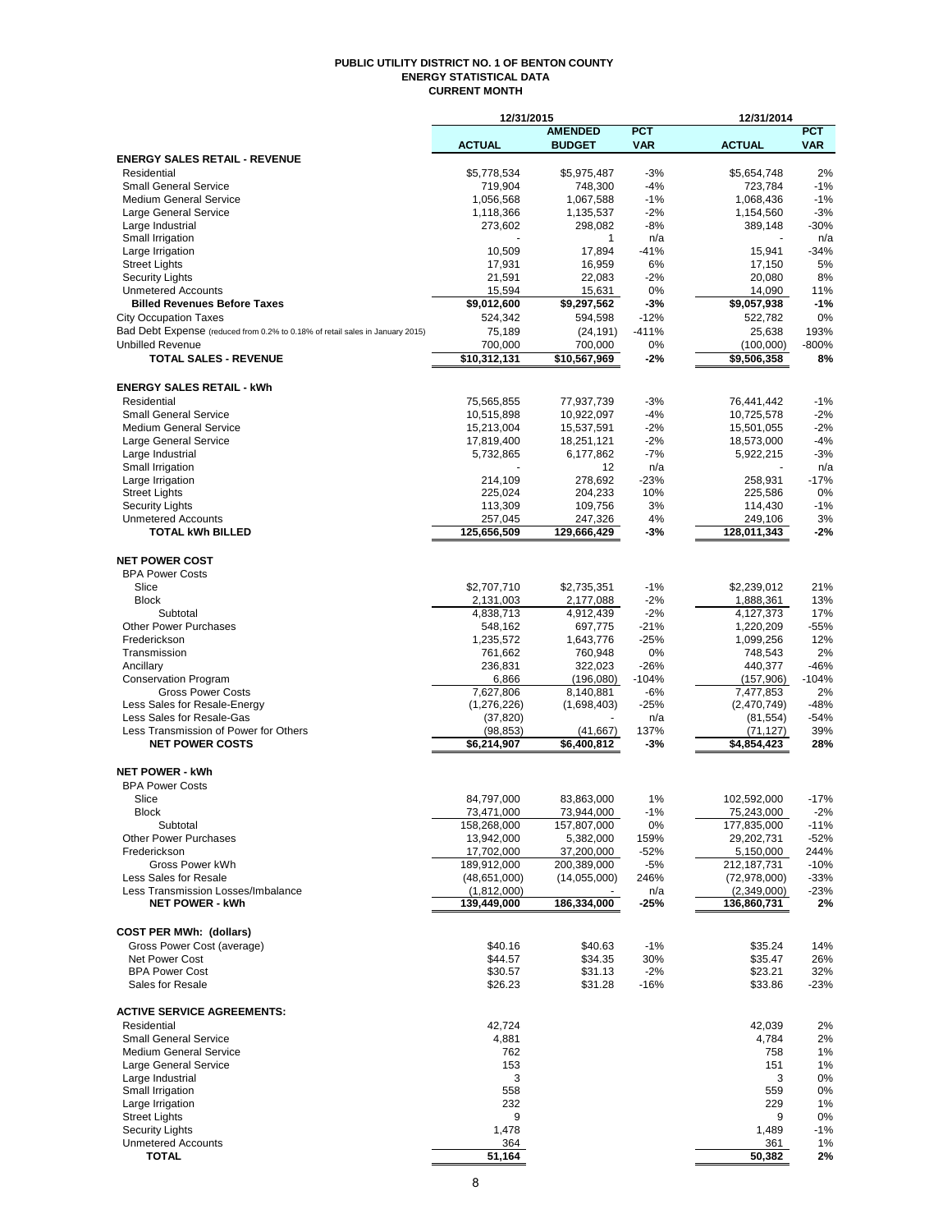# PUBLIC UTILITY DISTRICT NO. 1 OF BENTON COUNTY
## ENERGY STATISTICAL DATA
### CURRENT MONTH

| | 12/31/2015 | | | 12/31/2014 | |
|---|---|---|---|---|---|
| | **ACTUAL** | **AMENDED BUDGET** | **PCT VAR** | **ACTUAL** | **PCT VAR** |
| **ENERGY SALES RETAIL - REVENUE** | | | | | |
| Residential | $5,778,534 | $5,975,487 | -3% | $5,654,748 | 2% |
| Small General Service | 719,904 | 748,300 | -4% | 723,784 | -1% |
| Medium General Service | 1,056,568 | 1,067,588 | -1% | 1,068,436 | -1% |
| Large General Service | 1,118,366 | 1,135,537 | -2% | 1,154,560 | -3% |
| Large Industrial | 273,602 | 298,082 | -8% | 389,148 | -30% |
| Small Irrigation | - | 1 | n/a | - | n/a |
| Large Irrigation | 10,509 | 17,894 | -41% | 15,941 | -34% |
| Street Lights | 17,931 | 16,959 | 6% | 17,150 | 5% |
| Security Lights | 21,591 | 22,083 | -2% | 20,080 | 8% |
| Unmetered Accounts | 15,594 | 15,631 | 0% | 14,090 | 11% |
| **Billed Revenues Before Taxes** | **$9,012,600** | **$9,297,562** | **-3%** | **$9,057,938** | **-1%** |
| City Occupation Taxes | 524,342 | 594,598 | -12% | 522,782 | 0% |
| Bad Debt Expense (reduced from 0.2% to 0.18% of retail sales in January 2015) | 75,189 | (24,191) | -411% | 25,638 | 193% |
| Unbilled Revenue | 700,000 | 700,000 | 0% | (100,000) | -800% |
| **TOTAL SALES - REVENUE** | **$10,312,131** | **$10,567,969** | **-2%** | **$9,506,358** | **8%** |
| | | | | | |
| **ENERGY SALES RETAIL - kWh** | | | | | |
| Residential | 75,565,855 | 77,937,739 | -3% | 76,441,442 | -1% |
| Small General Service | 10,515,898 | 10,922,097 | -4% | 10,725,578 | -2% |
| Medium General Service | 15,213,004 | 15,537,591 | -2% | 15,501,055 | -2% |
| Large General Service | 17,819,400 | 18,251,121 | -2% | 18,573,000 | -4% |
| Large Industrial | 5,732,865 | 6,177,862 | -7% | 5,922,215 | -3% |
| Small Irrigation | - | 12 | n/a | - | n/a |
| Large Irrigation | 214,109 | 278,692 | -23% | 258,931 | -17% |
| Street Lights | 225,024 | 204,233 | 10% | 225,586 | 0% |
| Security Lights | 113,309 | 109,756 | 3% | 114,430 | -1% |
| Unmetered Accounts | 257,045 | 247,326 | 4% | 249,106 | 3% |
| **TOTAL kWh BILLED** | **125,656,509** | **129,666,429** | **-3%** | **128,011,343** | **-2%** |
| | | | | | |
| **NET POWER COST** | | | | | |
| BPA Power Costs | | | | | |
| Slice | $2,707,710 | $2,735,351 | -1% | $2,239,012 | 21% |
| Block | 2,131,003 | 2,177,088 | -2% | 1,888,361 | 13% |
| Subtotal | 4,838,713 | 4,912,439 | -2% | 4,127,373 | 17% |
| Other Power Purchases | 548,162 | 697,775 | -21% | 1,220,209 | -55% |
| Frederickson | 1,235,572 | 1,643,776 | -25% | 1,099,256 | 12% |
| Transmission | 761,662 | 760,948 | 0% | 748,543 | 2% |
| Ancillary | 236,831 | 322,023 | -26% | 440,377 | -46% |
| Conservation Program | 6,866 | (196,080) | -104% | (157,906) | -104% |
| Gross Power Costs | 7,627,806 | 8,140,881 | -6% | 7,477,853 | 2% |
| Less Sales for Resale-Energy | (1,276,226) | (1,698,403) | -25% | (2,470,749) | -48% |
| Less Sales for Resale-Gas | (37,820) | - | n/a | (81,554) | -54% |
| Less Transmission of Power for Others | (98,853) | (41,667) | 137% | (71,127) | 39% |
| **NET POWER COSTS** | **$6,214,907** | **$6,400,812** | **-3%** | **$4,854,423** | **28%** |
| | | | | | |
| **NET POWER - kWh** | | | | | |
| BPA Power Costs | | | | | |
| Slice | 84,797,000 | 83,863,000 | 1% | 102,592,000 | -17% |
| Block | 73,471,000 | 73,944,000 | -1% | 75,243,000 | -2% |
| Subtotal | 158,268,000 | 157,807,000 | 0% | 177,835,000 | -11% |
| Other Power Purchases | 13,942,000 | 5,382,000 | 159% | 29,202,731 | -52% |
| Frederickson | 17,702,000 | 37,200,000 | -52% | 5,150,000 | 244% |
| Gross Power kWh | 189,912,000 | 200,389,000 | -5% | 212,187,731 | -10% |
| Less Sales for Resale | (48,651,000) | (14,055,000) | 246% | (72,978,000) | -33% |
| Less Transmission Losses/Imbalance | (1,812,000) | - | n/a | (2,349,000) | -23% |
| **NET POWER - kWh** | **139,449,000** | **186,334,000** | **-25%** | **136,860,731** | **2%** |
| | | | | | |
| **COST PER MWh: (dollars)** | | | | | |
| Gross Power Cost (average) | $40.16 | $40.63 | -1% | $35.24 | 14% |
| Net Power Cost | $44.57 | $34.35 | 30% | $35.47 | 26% |
| BPA Power Cost | $30.57 | $31.13 | -2% | $23.21 | 32% |
| Sales for Resale | $26.23 | $31.28 | -16% | $33.86 | -23% |
| | | | | | |
| **ACTIVE SERVICE AGREEMENTS:** | | | | | |
| Residential | 42,724 | | | 42,039 | 2% |
| Small General Service | 4,881 | | | 4,784 | 2% |
| Medium General Service | 762 | | | 758 | 1% |
| Large General Service | 153 | | | 151 | 1% |
| Large Industrial | 3 | | | 3 | 0% |
| Small Irrigation | 558 | | | 559 | 0% |
| Large Irrigation | 232 | | | 229 | 1% |
| Street Lights | 9 | | | 9 | 0% |
| Security Lights | 1,478 | | | 1,489 | -1% |
| Unmetered Accounts | 364 | | | 361 | 1% |
| **TOTAL** | **51,164** | | | **50,382** | **2%** |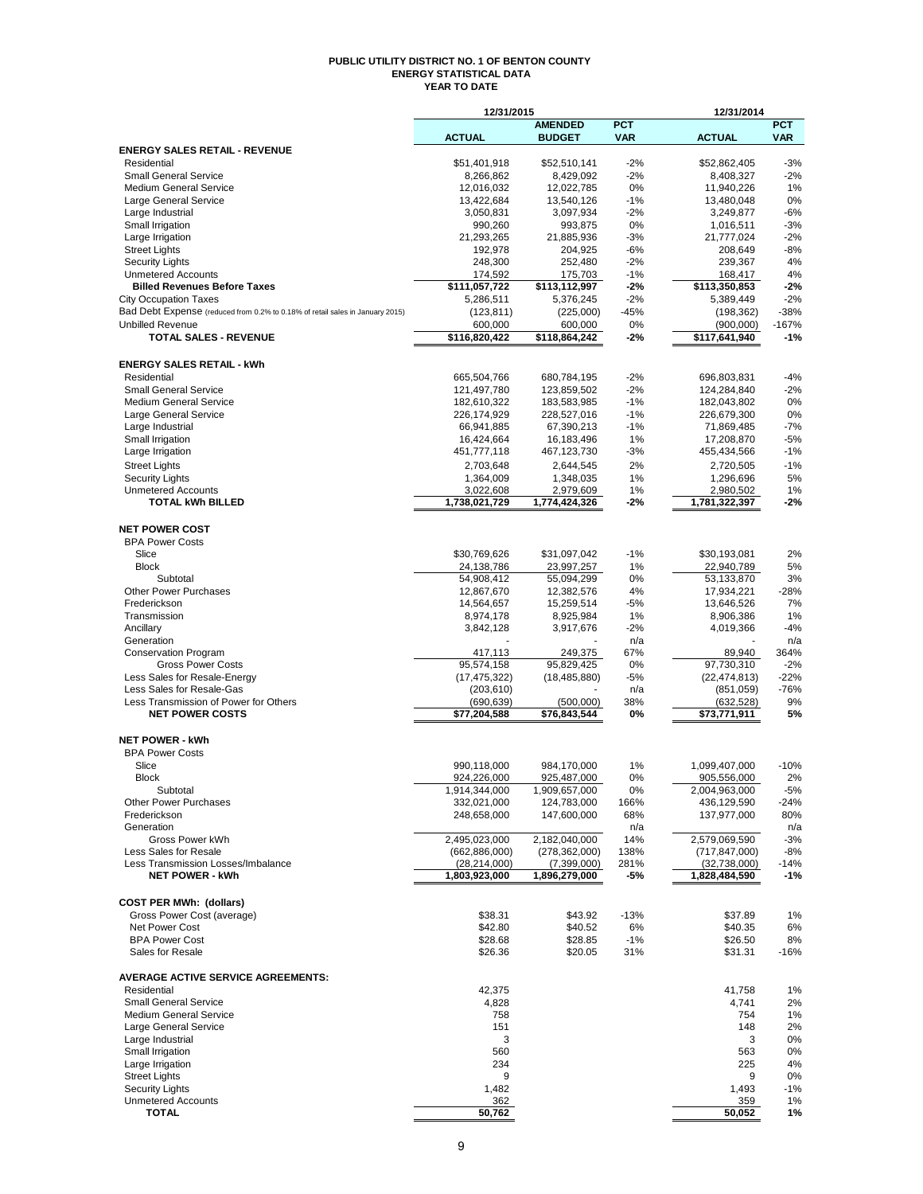# PUBLIC UTILITY DISTRICT NO. 1 OF BENTON COUNTY
## ENERGY STATISTICAL DATA
### YEAR TO DATE

| | 12/31/2015 | | | 12/31/2014 | |
|---|---|---|---|---|---|
| | ACTUAL | AMENDED BUDGET | PCT VAR | ACTUAL | PCT VAR |
| **ENERGY SALES RETAIL - REVENUE** | | | | | |
| Residential | $51,401,918 | $52,510,141 | -2% | $52,862,405 | -3% |
| Small General Service | 8,266,862 | 8,429,092 | -2% | 8,408,327 | -2% |
| Medium General Service | 12,016,032 | 12,022,785 | 0% | 11,940,226 | 1% |
| Large General Service | 13,422,684 | 13,540,126 | -1% | 13,480,048 | 0% |
| Large Industrial | 3,050,831 | 3,097,934 | -2% | 3,249,877 | -6% |
| Small Irrigation | 990,260 | 993,875 | 0% | 1,016,511 | -3% |
| Large Irrigation | 21,293,265 | 21,885,936 | -3% | 21,777,024 | -2% |
| Street Lights | 192,978 | 204,925 | -6% | 208,649 | -8% |
| Security Lights | 248,300 | 252,480 | -2% | 239,367 | 4% |
| Unmetered Accounts | 174,592 | 175,703 | -1% | 168,417 | 4% |
| **Billed Revenues Before Taxes** | **$111,057,722** | **$113,112,997** | **-2%** | **$113,350,853** | **-2%** |
| City Occupation Taxes | 5,286,511 | 5,376,245 | -2% | 5,389,449 | -2% |
| Bad Debt Expense (reduced from 0.2% to 0.18% of retail sales in January 2015) | (123,811) | (225,000) | -45% | (198,362) | -38% |
| Unbilled Revenue | 600,000 | 600,000 | 0% | (900,000) | -167% |
| **TOTAL SALES - REVENUE** | **$116,820,422** | **$118,864,242** | **-2%** | **$117,641,940** | **-1%** |
| **ENERGY SALES RETAIL - kWh** | | | | | |
| Residential | 665,504,766 | 680,784,195 | -2% | 696,803,831 | -4% |
| Small General Service | 121,497,780 | 123,859,502 | -2% | 124,284,840 | -2% |
| Medium General Service | 182,610,322 | 183,583,985 | -1% | 182,043,802 | 0% |
| Large General Service | 226,174,929 | 228,527,016 | -1% | 226,679,300 | 0% |
| Large Industrial | 66,941,885 | 67,390,213 | -1% | 71,869,485 | -7% |
| Small Irrigation | 16,424,664 | 16,183,496 | 1% | 17,208,870 | -5% |
| Large Irrigation | 451,777,118 | 467,123,730 | -3% | 455,434,566 | -1% |
| Street Lights | 2,703,648 | 2,644,545 | 2% | 2,720,505 | -1% |
| Security Lights | 1,364,009 | 1,348,035 | 1% | 1,296,696 | 5% |
| Unmetered Accounts | 3,022,608 | 2,979,609 | 1% | 2,980,502 | 1% |
| **TOTAL kWh BILLED** | **1,738,021,729** | **1,774,424,326** | **-2%** | **1,781,322,397** | **-2%** |
| **NET POWER COST** | | | | | |
| BPA Power Costs | | | | | |
| Slice | $30,769,626 | $31,097,042 | -1% | $30,193,081 | 2% |
| Block | 24,138,786 | 23,997,257 | 1% | 22,940,789 | 5% |
| Subtotal | 54,908,412 | 55,094,299 | 0% | 53,133,870 | 3% |
| Other Power Purchases | 12,867,670 | 12,382,576 | 4% | 17,934,221 | -28% |
| Frederickson | 14,564,657 | 15,259,514 | -5% | 13,646,526 | 7% |
| Transmission | 8,974,178 | 8,925,984 | 1% | 8,906,386 | 1% |
| Ancillary | 3,842,128 | 3,917,676 | -2% | 4,019,366 | -4% |
| Generation | - | - | n/a | - | n/a |
| Conservation Program | 417,113 | 249,375 | 67% | 89,940 | 364% |
| Gross Power Costs | 95,574,158 | 95,829,425 | 0% | 97,730,310 | -2% |
| Less Sales for Resale-Energy | (17,475,322) | (18,485,880) | -5% | (22,474,813) | -22% |
| Less Sales for Resale-Gas | (203,610) | - | n/a | (851,059) | -76% |
| Less Transmission of Power for Others | (690,639) | (500,000) | 38% | (632,528) | 9% |
| **NET POWER COSTS** | **$77,204,588** | **$76,843,544** | **0%** | **$73,771,911** | **5%** |
| **NET POWER - kWh** | | | | | |
| BPA Power Costs | | | | | |
| Slice | 990,118,000 | 984,170,000 | 1% | 1,099,407,000 | -10% |
| Block | 924,226,000 | 925,487,000 | 0% | 905,556,000 | 2% |
| Subtotal | 1,914,344,000 | 1,909,657,000 | 0% | 2,004,963,000 | -5% |
| Other Power Purchases | 332,021,000 | 124,783,000 | 166% | 436,129,590 | -24% |
| Frederickson | 248,658,000 | 147,600,000 | 68% | 137,977,000 | 80% |
| Generation | | | n/a | | n/a |
| Gross Power kWh | 2,495,023,000 | 2,182,040,000 | 14% | 2,579,069,590 | -3% |
| Less Sales for Resale | (662,886,000) | (278,362,000) | 138% | (717,847,000) | -8% |
| Less Transmission Losses/Imbalance | (28,214,000) | (7,399,000) | 281% | (32,738,000) | -14% |
| **NET POWER - kWh** | **1,803,923,000** | **1,896,279,000** | **-5%** | **1,828,484,590** | **-1%** |
| **COST PER MWh: (dollars)** | | | | | |
| Gross Power Cost (average) | $38.31 | $43.92 | -13% | $37.89 | 1% |
| Net Power Cost | $42.80 | $40.52 | 6% | $40.35 | 6% |
| BPA Power Cost | $28.68 | $28.85 | -1% | $26.50 | 8% |
| Sales for Resale | $26.36 | $20.05 | 31% | $31.31 | -16% |
| **AVERAGE ACTIVE SERVICE AGREEMENTS:** | | | | | |
| Residential | 42,375 | | | 41,758 | 1% |
| Small General Service | 4,828 | | | 4,741 | 2% |
| Medium General Service | 758 | | | 754 | 1% |
| Large General Service | 151 | | | 148 | 2% |
| Large Industrial | 3 | | | 3 | 0% |
| Small Irrigation | 560 | | | 563 | 0% |
| Large Irrigation | 234 | | | 225 | 4% |
| Street Lights | 9 | | | 9 | 0% |
| Security Lights | 1,482 | | | 1,493 | -1% |
| Unmetered Accounts | 362 | | | 359 | 1% |
| **TOTAL** | **50,762** | | | **50,052** | **1%** |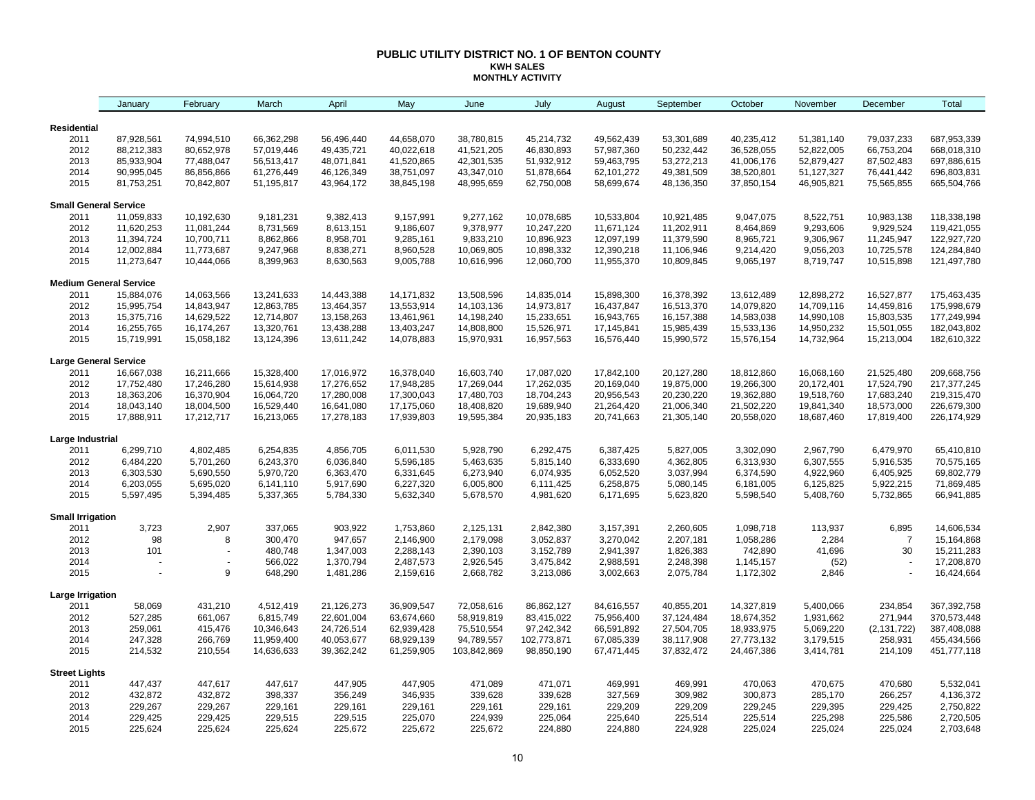# PUBLIC UTILITY DISTRICT NO. 1 OF BENTON COUNTY

## KWH SALES

### MONTHLY ACTIVITY

| | January | February | March | April | May | June | July | August | September | October | November | December | Total |
|---|---|---|---|---|---|---|---|---|---|---|---|---|---|
| **Residential** | | | | | | | | | | | | | |
| 2011 | 87,928,561 | 74,994,510 | 66,362,298 | 56,496,440 | 44,658,070 | 38,780,815 | 45,214,732 | 49,562,439 | 53,301,689 | 40,235,412 | 51,381,140 | 79,037,233 | 687,953,339 |
| 2012 | 88,212,383 | 80,652,978 | 57,019,446 | 49,435,721 | 40,022,618 | 41,521,205 | 46,830,893 | 57,987,360 | 50,232,442 | 36,528,055 | 52,822,005 | 66,753,204 | 668,018,310 |
| 2013 | 85,933,904 | 77,488,047 | 56,513,417 | 48,071,841 | 41,520,865 | 42,301,535 | 51,932,912 | 59,463,795 | 53,272,213 | 41,006,176 | 52,879,427 | 87,502,483 | 697,886,615 |
| 2014 | 90,995,045 | 86,856,866 | 61,276,449 | 46,126,349 | 38,751,097 | 43,347,010 | 51,878,664 | 62,101,272 | 49,381,509 | 38,520,801 | 51,127,327 | 76,441,442 | 696,803,831 |
| 2015 | 81,753,251 | 70,842,807 | 51,195,817 | 43,964,172 | 38,845,198 | 48,995,659 | 62,750,008 | 58,699,674 | 48,136,350 | 37,850,154 | 46,905,821 | 75,565,855 | 665,504,766 |
| **Small General Service** | | | | | | | | | | | | | |
| 2011 | 11,059,833 | 10,192,630 | 9,181,231 | 9,382,413 | 9,157,991 | 9,277,162 | 10,078,685 | 10,533,804 | 10,921,485 | 9,047,075 | 8,522,751 | 10,983,138 | 118,338,198 |
| 2012 | 11,620,253 | 11,081,244 | 8,731,569 | 8,613,151 | 9,186,607 | 9,378,977 | 10,247,220 | 11,671,124 | 11,202,911 | 8,464,869 | 9,293,606 | 9,929,524 | 119,421,055 |
| 2013 | 11,394,724 | 10,700,711 | 8,862,866 | 8,958,701 | 9,285,161 | 9,833,210 | 10,896,923 | 12,097,199 | 11,379,590 | 8,965,721 | 9,306,967 | 11,245,947 | 122,927,720 |
| 2014 | 12,002,884 | 11,773,687 | 9,247,968 | 8,838,271 | 8,960,528 | 10,069,805 | 10,898,332 | 12,390,218 | 11,106,946 | 9,214,420 | 9,056,203 | 10,725,578 | 124,284,840 |
| 2015 | 11,273,647 | 10,444,066 | 8,399,963 | 8,630,563 | 9,005,788 | 10,616,996 | 12,060,700 | 11,955,370 | 10,809,845 | 9,065,197 | 8,719,747 | 10,515,898 | 121,497,780 |
| **Medium General Service** | | | | | | | | | | | | | |
| 2011 | 15,884,076 | 14,063,566 | 13,241,633 | 14,443,388 | 14,171,832 | 13,508,596 | 14,835,014 | 15,898,300 | 16,378,392 | 13,612,489 | 12,898,272 | 16,527,877 | 175,463,435 |
| 2012 | 15,995,754 | 14,843,947 | 12,863,785 | 13,464,357 | 13,553,914 | 14,103,136 | 14,973,817 | 16,437,847 | 16,513,370 | 14,079,820 | 14,709,116 | 14,459,816 | 175,998,679 |
| 2013 | 15,375,716 | 14,629,522 | 12,714,807 | 13,158,263 | 13,461,961 | 14,198,240 | 15,233,651 | 16,943,765 | 16,157,388 | 14,583,038 | 14,990,108 | 15,803,535 | 177,249,994 |
| 2014 | 16,255,765 | 16,174,267 | 13,320,761 | 13,438,288 | 13,403,247 | 14,808,800 | 15,526,971 | 17,145,841 | 15,985,439 | 15,533,136 | 14,950,232 | 15,501,055 | 182,043,802 |
| 2015 | 15,719,991 | 15,058,182 | 13,124,396 | 13,611,242 | 14,078,883 | 15,970,931 | 16,957,563 | 16,576,440 | 15,990,572 | 15,576,154 | 14,732,964 | 15,213,004 | 182,610,322 |
| **Large General Service** | | | | | | | | | | | | | |
| 2011 | 16,667,038 | 16,211,666 | 15,328,400 | 17,016,972 | 16,378,040 | 16,603,740 | 17,087,020 | 17,842,100 | 20,127,280 | 18,812,860 | 16,068,160 | 21,525,480 | 209,668,756 |
| 2012 | 17,752,480 | 17,246,280 | 15,614,938 | 17,276,652 | 17,948,285 | 17,269,044 | 17,262,035 | 20,169,040 | 19,875,000 | 19,266,300 | 20,172,401 | 17,524,790 | 217,377,245 |
| 2013 | 18,363,206 | 16,370,904 | 16,064,720 | 17,280,008 | 17,300,043 | 17,480,703 | 18,704,243 | 20,956,543 | 20,230,220 | 19,362,880 | 19,518,760 | 17,683,240 | 219,315,470 |
| 2014 | 18,043,140 | 18,004,500 | 16,529,440 | 16,641,080 | 17,175,060 | 18,408,820 | 19,689,940 | 21,264,420 | 21,006,340 | 21,502,220 | 19,841,340 | 18,573,000 | 226,679,300 |
| 2015 | 17,888,911 | 17,212,717 | 16,213,065 | 17,278,183 | 17,939,803 | 19,595,384 | 20,935,183 | 20,741,663 | 21,305,140 | 20,558,020 | 18,687,460 | 17,819,400 | 226,174,929 |
| **Large Industrial** | | | | | | | | | | | | | |
| 2011 | 6,299,710 | 4,802,485 | 6,254,835 | 4,856,705 | 6,011,530 | 5,928,790 | 6,292,475 | 6,387,425 | 5,827,005 | 3,302,090 | 2,967,790 | 6,479,970 | 65,410,810 |
| 2012 | 6,484,220 | 5,701,260 | 6,243,370 | 6,036,840 | 5,596,185 | 5,463,635 | 5,815,140 | 6,333,690 | 4,362,805 | 6,313,930 | 6,307,555 | 5,916,535 | 70,575,165 |
| 2013 | 6,303,530 | 5,690,550 | 5,970,720 | 6,363,470 | 6,331,645 | 6,273,940 | 6,074,935 | 6,052,520 | 3,037,994 | 6,374,590 | 4,922,960 | 6,405,925 | 69,802,779 |
| 2014 | 6,203,055 | 5,695,020 | 6,141,110 | 5,917,690 | 6,227,320 | 6,005,800 | 6,111,425 | 6,258,875 | 5,080,145 | 6,181,005 | 6,125,825 | 5,922,215 | 71,869,485 |
| 2015 | 5,597,495 | 5,394,485 | 5,337,365 | 5,784,330 | 5,632,340 | 5,678,570 | 4,981,620 | 6,171,695 | 5,623,820 | 5,598,540 | 5,408,760 | 5,732,865 | 66,941,885 |
| **Small Irrigation** | | | | | | | | | | | | | |
| 2011 | 3,723 | 2,907 | 337,065 | 903,922 | 1,753,860 | 2,125,131 | 2,842,380 | 3,157,391 | 2,260,605 | 1,098,718 | 113,937 | 6,895 | 14,606,534 |
| 2012 | 98 | 8 | 300,470 | 947,657 | 2,146,900 | 2,179,098 | 3,052,837 | 3,270,042 | 2,207,181 | 1,058,286 | 2,284 | 7 | 15,164,868 |
| 2013 | 101 | - | 480,748 | 1,347,003 | 2,288,143 | 2,390,103 | 3,152,789 | 2,941,397 | 1,826,383 | 742,890 | 41,696 | 30 | 15,211,283 |
| 2014 | - | - | 566,022 | 1,370,794 | 2,487,573 | 2,926,545 | 3,475,842 | 2,988,591 | 2,248,398 | 1,145,157 | (52) | - | 17,208,870 |
| 2015 | - | 9 | 648,290 | 1,481,286 | 2,159,616 | 2,668,782 | 3,213,086 | 3,002,663 | 2,075,784 | 1,172,302 | 2,846 | - | 16,424,664 |
| **Large Irrigation** | | | | | | | | | | | | | |
| 2011 | 58,069 | 431,210 | 4,512,419 | 21,126,273 | 36,909,547 | 72,058,616 | 86,862,127 | 84,616,557 | 40,855,201 | 14,327,819 | 5,400,066 | 234,854 | 367,392,758 |
| 2012 | 527,285 | 661,067 | 6,815,749 | 22,601,004 | 63,674,660 | 58,919,819 | 83,415,022 | 75,956,400 | 37,124,484 | 18,674,352 | 1,931,662 | 271,944 | 370,573,448 |
| 2013 | 259,061 | 415,476 | 10,346,643 | 24,726,514 | 62,939,428 | 75,510,554 | 97,242,342 | 66,591,892 | 27,504,705 | 18,933,975 | 5,069,220 | (2,131,722) | 387,408,088 |
| 2014 | 247,328 | 266,769 | 11,959,400 | 40,053,677 | 68,929,139 | 94,789,557 | 102,773,871 | 67,085,339 | 38,117,908 | 27,773,132 | 3,179,515 | 258,931 | 455,434,566 |
| 2015 | 214,532 | 210,554 | 14,636,633 | 39,362,242 | 61,259,905 | 103,842,869 | 98,850,190 | 67,471,445 | 37,832,472 | 24,467,386 | 3,414,781 | 214,109 | 451,777,118 |
| **Street Lights** | | | | | | | | | | | | | |
| 2011 | 447,437 | 447,617 | 447,617 | 447,905 | 447,905 | 471,089 | 471,071 | 469,991 | 469,991 | 470,063 | 470,675 | 470,680 | 5,532,041 |
| 2012 | 432,872 | 432,872 | 398,337 | 356,249 | 346,935 | 339,628 | 339,628 | 327,569 | 309,982 | 300,873 | 285,170 | 266,257 | 4,136,372 |
| 2013 | 229,267 | 229,267 | 229,161 | 229,161 | 229,161 | 229,161 | 229,161 | 229,209 | 229,209 | 229,245 | 229,395 | 229,425 | 2,750,822 |
| 2014 | 229,425 | 229,425 | 229,515 | 229,515 | 225,070 | 224,939 | 225,064 | 225,640 | 225,514 | 225,514 | 225,298 | 225,586 | 2,720,505 |
| 2015 | 225,624 | 225,624 | 225,624 | 225,672 | 225,672 | 225,672 | 224,880 | 224,880 | 224,928 | 225,024 | 225,024 | 225,024 | 2,703,648 |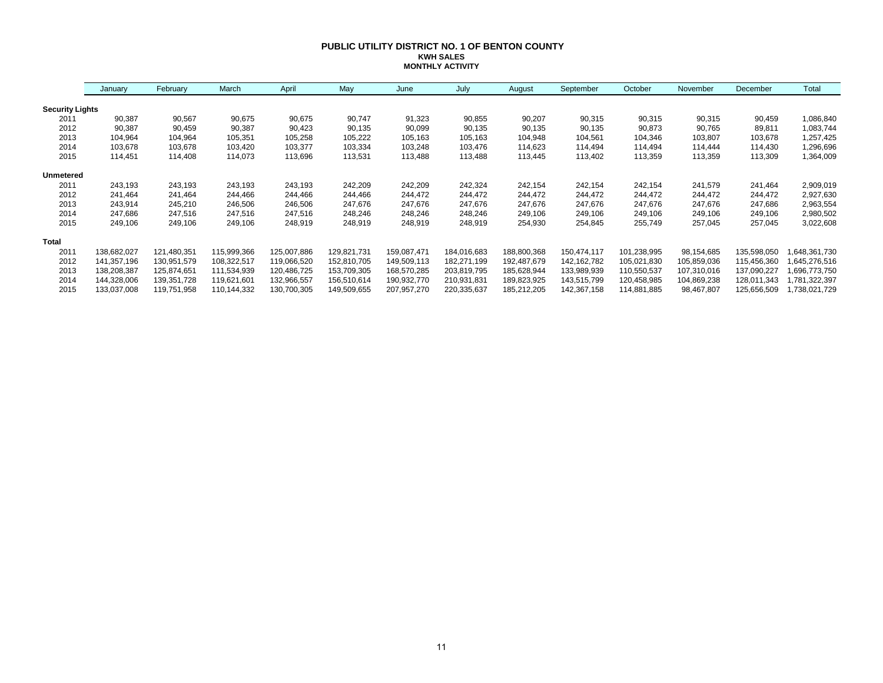# PUBLIC UTILITY DISTRICT NO. 1 OF BENTON COUNTY

## KWH SALES

### MONTHLY ACTIVITY

| | January | February | March | April | May | June | July | August | September | October | November | December | Total |
|---|---|---|---|---|---|---|---|---|---|---|---|---|---|
| **Security Lights** | | | | | | | | | | | | | |
| 2011 | 90,387 | 90,567 | 90,675 | 90,675 | 90,747 | 91,323 | 90,855 | 90,207 | 90,315 | 90,315 | 90,315 | 90,459 | 1,086,840 |
| 2012 | 90,387 | 90,459 | 90,387 | 90,423 | 90,135 | 90,099 | 90,135 | 90,135 | 90,135 | 90,873 | 90,765 | 89,811 | 1,083,744 |
| 2013 | 104,964 | 104,964 | 105,351 | 105,258 | 105,222 | 105,163 | 105,163 | 104,948 | 104,561 | 104,346 | 103,807 | 103,678 | 1,257,425 |
| 2014 | 103,678 | 103,678 | 103,420 | 103,377 | 103,334 | 103,248 | 103,476 | 114,623 | 114,494 | 114,494 | 114,444 | 114,430 | 1,296,696 |
| 2015 | 114,451 | 114,408 | 114,073 | 113,696 | 113,531 | 113,488 | 113,488 | 113,445 | 113,402 | 113,359 | 113,359 | 113,309 | 1,364,009 |
| **Unmetered** | | | | | | | | | | | | | |
| 2011 | 243,193 | 243,193 | 243,193 | 243,193 | 242,209 | 242,209 | 242,324 | 242,154 | 242,154 | 242,154 | 241,579 | 241,464 | 2,909,019 |
| 2012 | 241,464 | 241,464 | 244,466 | 244,466 | 244,466 | 244,472 | 244,472 | 244,472 | 244,472 | 244,472 | 244,472 | 244,472 | 2,927,630 |
| 2013 | 243,914 | 245,210 | 246,506 | 246,506 | 247,676 | 247,676 | 247,676 | 247,676 | 247,676 | 247,676 | 247,676 | 247,686 | 2,963,554 |
| 2014 | 247,686 | 247,516 | 247,516 | 247,516 | 248,246 | 248,246 | 248,246 | 249,106 | 249,106 | 249,106 | 249,106 | 249,106 | 2,980,502 |
| 2015 | 249,106 | 249,106 | 249,106 | 248,919 | 248,919 | 248,919 | 248,919 | 254,930 | 254,845 | 255,749 | 257,045 | 257,045 | 3,022,608 |
| **Total** | | | | | | | | | | | | | |
| 2011 | 138,682,027 | 121,480,351 | 115,999,366 | 125,007,886 | 129,821,731 | 159,087,471 | 184,016,683 | 188,800,368 | 150,474,117 | 101,238,995 | 98,154,685 | 135,598,050 | 1,648,361,730 |
| 2012 | 141,357,196 | 130,951,579 | 108,322,517 | 119,066,520 | 152,810,705 | 149,509,113 | 182,271,199 | 192,487,679 | 142,162,782 | 105,021,830 | 105,859,036 | 115,456,360 | 1,645,276,516 |
| 2013 | 138,208,387 | 125,874,651 | 111,534,939 | 120,486,725 | 153,709,305 | 168,570,285 | 203,819,795 | 185,628,944 | 133,989,939 | 110,550,537 | 107,310,016 | 137,090,227 | 1,696,773,750 |
| 2014 | 144,328,006 | 139,351,728 | 119,621,601 | 132,966,557 | 156,510,614 | 190,932,770 | 210,931,831 | 189,823,925 | 143,515,799 | 120,458,985 | 104,869,238 | 128,011,343 | 1,781,322,397 |
| 2015 | 133,037,008 | 119,751,958 | 110,144,332 | 130,700,305 | 149,509,655 | 207,957,270 | 220,335,637 | 185,212,205 | 142,367,158 | 114,881,885 | 98,467,807 | 125,656,509 | 1,738,021,729 |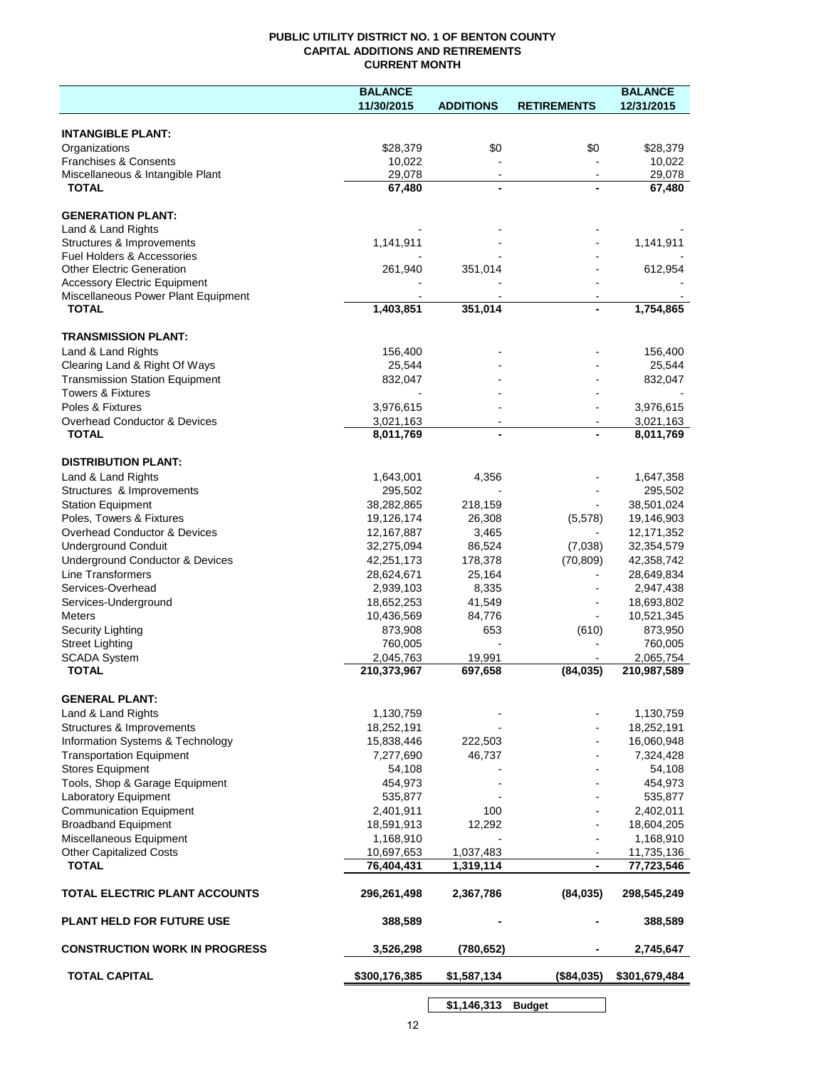**PUBLIC UTILITY DISTRICT NO. 1 OF BENTON COUNTY**
**CAPITAL ADDITIONS AND RETIREMENTS**
**CURRENT MONTH**

| | BALANCE 11/30/2015 | ADDITIONS | RETIREMENTS | BALANCE 12/31/2015 |
|---|---|---|---|---|
| **INTANGIBLE PLANT:** | | | | |
| Organizations | $28,379 | $0 | $0 | $28,379 |
| Franchises & Consents | 10,022 | - | - | 10,022 |
| Miscellaneous & Intangible Plant | 29,078 | - | - | 29,078 |
| **TOTAL** | **67,480** | **-** | **-** | **67,480** |
| **GENERATION PLANT:** | | | | |
| Land & Land Rights | - | - | - | - |
| Structures & Improvements | 1,141,911 | - | - | 1,141,911 |
| Fuel Holders & Accessories | - | - | - | - |
| Other Electric Generation | 261,940 | 351,014 | - | 612,954 |
| Accessory Electric Equipment | - | - | - | - |
| Miscellaneous Power Plant Equipment | - | - | - | - |
| **TOTAL** | **1,403,851** | **351,014** | **-** | **1,754,865** |
| **TRANSMISSION PLANT:** | | | | |
| Land & Land Rights | 156,400 | - | - | 156,400 |
| Clearing Land & Right Of Ways | 25,544 | - | - | 25,544 |
| Transmission Station Equipment | 832,047 | - | - | 832,047 |
| Towers & Fixtures | - | - | - | - |
| Poles & Fixtures | 3,976,615 | - | - | 3,976,615 |
| Overhead Conductor & Devices | 3,021,163 | - | - | 3,021,163 |
| **TOTAL** | **8,011,769** | **-** | **-** | **8,011,769** |
| **DISTRIBUTION PLANT:** | | | | |
| Land & Land Rights | 1,643,001 | 4,356 | - | 1,647,358 |
| Structures & Improvements | 295,502 | - | - | 295,502 |
| Station Equipment | 38,282,865 | 218,159 | - | 38,501,024 |
| Poles, Towers & Fixtures | 19,126,174 | 26,308 | (5,578) | 19,146,903 |
| Overhead Conductor & Devices | 12,167,887 | 3,465 | - | 12,171,352 |
| Underground Conduit | 32,275,094 | 86,524 | (7,038) | 32,354,579 |
| Underground Conductor & Devices | 42,251,173 | 178,378 | (70,809) | 42,358,742 |
| Line Transformers | 28,624,671 | 25,164 | - | 28,649,834 |
| Services-Overhead | 2,939,103 | 8,335 | - | 2,947,438 |
| Services-Underground | 18,652,253 | 41,549 | - | 18,693,802 |
| Meters | 10,436,569 | 84,776 | - | 10,521,345 |
| Security Lighting | 873,908 | 653 | (610) | 873,950 |
| Street Lighting | 760,005 | - | - | 760,005 |
| SCADA System | 2,045,763 | 19,991 | - | 2,065,754 |
| **TOTAL** | **210,373,967** | **697,658** | **(84,035)** | **210,987,589** |
| **GENERAL PLANT:** | | | | |
| Land & Land Rights | 1,130,759 | - | - | 1,130,759 |
| Structures & Improvements | 18,252,191 | - | - | 18,252,191 |
| Information Systems & Technology | 15,838,446 | 222,503 | - | 16,060,948 |
| Transportation Equipment | 7,277,690 | 46,737 | - | 7,324,428 |
| Stores Equipment | 54,108 | - | - | 54,108 |
| Tools, Shop & Garage Equipment | 454,973 | - | - | 454,973 |
| Laboratory Equipment | 535,877 | - | - | 535,877 |
| Communication Equipment | 2,401,911 | 100 | - | 2,402,011 |
| Broadband Equipment | 18,591,913 | 12,292 | - | 18,604,205 |
| Miscellaneous Equipment | 1,168,910 | - | - | 1,168,910 |
| Other Capitalized Costs | 10,697,653 | 1,037,483 | - | 11,735,136 |
| **TOTAL** | **76,404,431** | **1,319,114** | **-** | **77,723,546** |
| **TOTAL ELECTRIC PLANT ACCOUNTS** | **296,261,498** | **2,367,786** | **(84,035)** | **298,545,249** |
| **PLANT HELD FOR FUTURE USE** | **388,589** | **-** | **-** | **388,589** |
| **CONSTRUCTION WORK IN PROGRESS** | **3,526,298** | **(780,652)** | **-** | **2,745,647** |
| **TOTAL CAPITAL** | **$300,176,385** | **$1,587,134** | **($84,035)** | **$301,679,484** |
| | | **$1,146,313** | **Budget** | |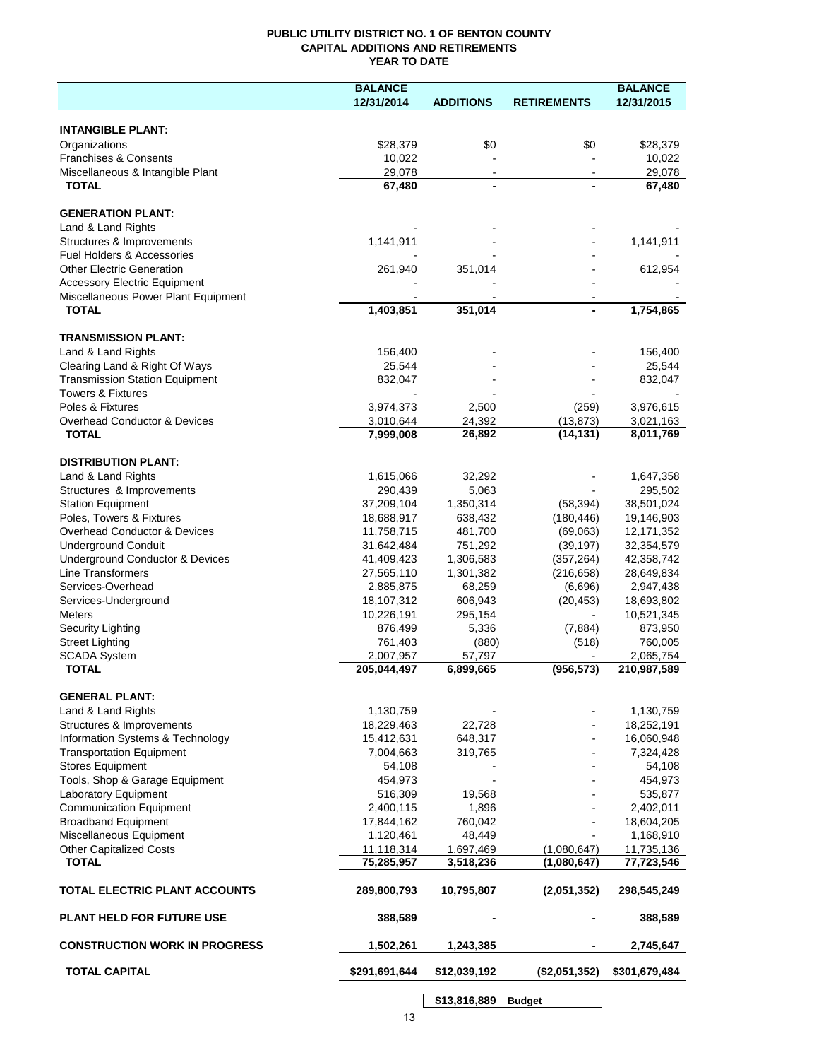**PUBLIC UTILITY DISTRICT NO. 1 OF BENTON COUNTY**
**CAPITAL ADDITIONS AND RETIREMENTS**
**YEAR TO DATE**

| | BALANCE 12/31/2014 | ADDITIONS | RETIREMENTS | BALANCE 12/31/2015 |
|---|---|---|---|---|
| **INTANGIBLE PLANT:** | | | | |
| Organizations | $28,379 | $0 | $0 | $28,379 |
| Franchises & Consents | 10,022 | - | - | 10,022 |
| Miscellaneous & Intangible Plant | 29,078 | - | - | 29,078 |
| **TOTAL** | **67,480** | **-** | **-** | **67,480** |
| **GENERATION PLANT:** | | | | |
| Land & Land Rights | - | - | - | - |
| Structures & Improvements | 1,141,911 | - | - | 1,141,911 |
| Fuel Holders & Accessories | - | - | - | - |
| Other Electric Generation | 261,940 | 351,014 | - | 612,954 |
| Accessory Electric Equipment | - | - | - | - |
| Miscellaneous Power Plant Equipment | - | - | - | - |
| **TOTAL** | **1,403,851** | **351,014** | **-** | **1,754,865** |
| **TRANSMISSION PLANT:** | | | | |
| Land & Land Rights | 156,400 | - | - | 156,400 |
| Clearing Land & Right Of Ways | 25,544 | - | - | 25,544 |
| Transmission Station Equipment | 832,047 | - | - | 832,047 |
| Towers & Fixtures | - | - | - | - |
| Poles & Fixtures | 3,974,373 | 2,500 | (259) | 3,976,615 |
| Overhead Conductor & Devices | 3,010,644 | 24,392 | (13,873) | 3,021,163 |
| **TOTAL** | **7,999,008** | **26,892** | **(14,131)** | **8,011,769** |
| **DISTRIBUTION PLANT:** | | | | |
| Land & Land Rights | 1,615,066 | 32,292 | - | 1,647,358 |
| Structures & Improvements | 290,439 | 5,063 | - | 295,502 |
| Station Equipment | 37,209,104 | 1,350,314 | (58,394) | 38,501,024 |
| Poles, Towers & Fixtures | 18,688,917 | 638,432 | (180,446) | 19,146,903 |
| Overhead Conductor & Devices | 11,758,715 | 481,700 | (69,063) | 12,171,352 |
| Underground Conduit | 31,642,484 | 751,292 | (39,197) | 32,354,579 |
| Underground Conductor & Devices | 41,409,423 | 1,306,583 | (357,264) | 42,358,742 |
| Line Transformers | 27,565,110 | 1,301,382 | (216,658) | 28,649,834 |
| Services-Overhead | 2,885,875 | 68,259 | (6,696) | 2,947,438 |
| Services-Underground | 18,107,312 | 606,943 | (20,453) | 18,693,802 |
| Meters | 10,226,191 | 295,154 | - | 10,521,345 |
| Security Lighting | 876,499 | 5,336 | (7,884) | 873,950 |
| Street Lighting | 761,403 | (880) | (518) | 760,005 |
| SCADA System | 2,007,957 | 57,797 | - | 2,065,754 |
| **TOTAL** | **205,044,497** | **6,899,665** | **(956,573)** | **210,987,589** |
| **GENERAL PLANT:** | | | | |
| Land & Land Rights | 1,130,759 | - | - | 1,130,759 |
| Structures & Improvements | 18,229,463 | 22,728 | - | 18,252,191 |
| Information Systems & Technology | 15,412,631 | 648,317 | - | 16,060,948 |
| Transportation Equipment | 7,004,663 | 319,765 | - | 7,324,428 |
| Stores Equipment | 54,108 | - | - | 54,108 |
| Tools, Shop & Garage Equipment | 454,973 | - | - | 454,973 |
| Laboratory Equipment | 516,309 | 19,568 | - | 535,877 |
| Communication Equipment | 2,400,115 | 1,896 | - | 2,402,011 |
| Broadband Equipment | 17,844,162 | 760,042 | - | 18,604,205 |
| Miscellaneous Equipment | 1,120,461 | 48,449 | - | 1,168,910 |
| Other Capitalized Costs | 11,118,314 | 1,697,469 | (1,080,647) | 11,735,136 |
| **TOTAL** | **75,285,957** | **3,518,236** | **(1,080,647)** | **77,723,546** |
| **TOTAL ELECTRIC PLANT ACCOUNTS** | **289,800,793** | **10,795,807** | **(2,051,352)** | **298,545,249** |
| **PLANT HELD FOR FUTURE USE** | **388,589** | **-** | **-** | **388,589** |
| **CONSTRUCTION WORK IN PROGRESS** | **1,502,261** | **1,243,385** | **-** | **2,745,647** |
| **TOTAL CAPITAL** | **$291,691,644** | **$12,039,192** | **($2,051,352)** | **$301,679,484** |
| | | **$13,816,889** | **Budget** | |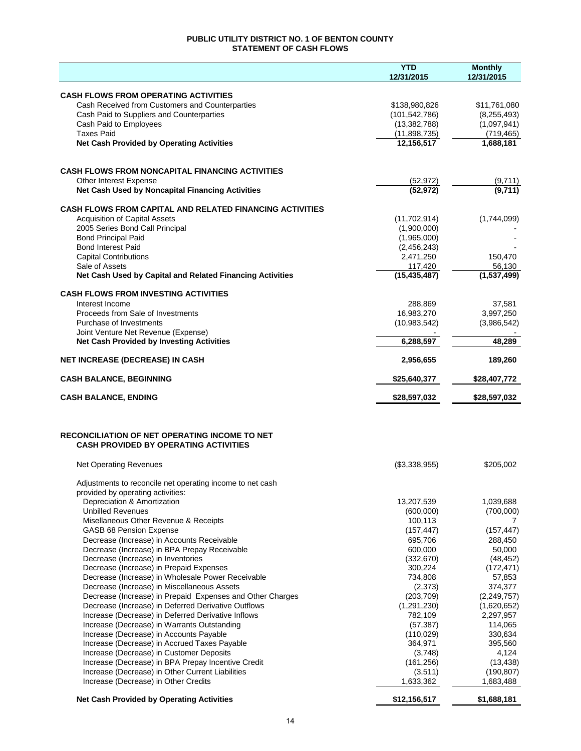**PUBLIC UTILITY DISTRICT NO. 1 OF BENTON COUNTY**
**STATEMENT OF CASH FLOWS**

| | YTD 12/31/2015 | Monthly 12/31/2015 |
|---|---|---|
| **CASH FLOWS FROM OPERATING ACTIVITIES** | | |
| Cash Received from Customers and Counterparties | $138,980,826 | $11,761,080 |
| Cash Paid to Suppliers and Counterparties | (101,542,786) | (8,255,493) |
| Cash Paid to Employees | (13,382,788) | (1,097,941) |
| Taxes Paid | (11,898,735) | (719,465) |
| **Net Cash Provided by Operating Activities** | **12,156,517** | **1,688,181** |
| | | |
| **CASH FLOWS FROM NONCAPITAL FINANCING ACTIVITIES** | | |
| Other Interest Expense | (52,972) | (9,711) |
| **Net Cash Used by Noncapital Financing Activities** | **(52,972)** | **(9,711)** |
| | | |
| **CASH FLOWS FROM CAPITAL AND RELATED FINANCING ACTIVITIES** | | |
| Acquisition of Capital Assets | (11,702,914) | (1,744,099) |
| 2005 Series Bond Call Principal | (1,900,000) | - |
| Bond Principal Paid | (1,965,000) | - |
| Bond Interest Paid | (2,456,243) | - |
| Capital Contributions | 2,471,250 | 150,470 |
| Sale of Assets | 117,420 | 56,130 |
| **Net Cash Used by Capital and Related Financing Activities** | **(15,435,487)** | **(1,537,499)** |
| | | |
| **CASH FLOWS FROM INVESTING ACTIVITIES** | | |
| Interest Income | 288,869 | 37,581 |
| Proceeds from Sale of Investments | 16,983,270 | 3,997,250 |
| Purchase of Investments | (10,983,542) | (3,986,542) |
| Joint Venture Net Revenue (Expense) | - | - |
| **Net Cash Provided by Investing Activities** | **6,288,597** | **48,289** |
| | | |
| **NET INCREASE (DECREASE) IN CASH** | **2,956,655** | **189,260** |
| | | |
| **CASH BALANCE, BEGINNING** | **$25,640,377** | **$28,407,772** |
| | | |
| **CASH BALANCE, ENDING** | **$28,597,032** | **$28,597,032** |

**RECONCILIATION OF NET OPERATING INCOME TO NET CASH PROVIDED BY OPERATING ACTIVITIES**

| | YTD 12/31/2015 | Monthly 12/31/2015 |
|---|---|---|
| Net Operating Revenues | ($3,338,955) | $205,002 |
| | | |
| Adjustments to reconcile net operating income to net cash provided by operating activities: | | |
| Depreciation & Amortization | 13,207,539 | 1,039,688 |
| Unbilled Revenues | (600,000) | (700,000) |
| Misellaneous Other Revenue & Receipts | 100,113 | 7 |
| GASB 68 Pension Expense | (157,447) | (157,447) |
| Decrease (Increase) in Accounts Receivable | 695,706 | 288,450 |
| Decrease (Increase) in BPA Prepay Receivable | 600,000 | 50,000 |
| Decrease (Increase) in Inventories | (332,670) | (48,452) |
| Decrease (Increase) in Prepaid Expenses | 300,224 | (172,471) |
| Decrease (Increase) in Wholesale Power Receivable | 734,808 | 57,853 |
| Decrease (Increase) in Miscellaneous Assets | (2,373) | 374,377 |
| Decrease (Increase) in Prepaid Expenses and Other Charges | (203,709) | (2,249,757) |
| Decrease (Increase) in Deferred Derivative Outflows | (1,291,230) | (1,620,652) |
| Increase (Decrease) in Deferred Derivative Inflows | 782,109 | 2,297,957 |
| Increase (Decrease) in Warrants Outstanding | (57,387) | 114,065 |
| Increase (Decrease) in Accounts Payable | (110,029) | 330,634 |
| Increase (Decrease) in Accrued Taxes Payable | 364,971 | 395,560 |
| Increase (Decrease) in Customer Deposits | (3,748) | 4,124 |
| Increase (Decrease) in BPA Prepay Incentive Credit | (161,256) | (13,438) |
| Increase (Decrease) in Other Current Liabilities | (3,511) | (190,807) |
| Increase (Decrease) in Other Credits | 1,633,362 | 1,683,488 |
| | | |
| **Net Cash Provided by Operating Activities** | **$12,156,517** | **$1,688,181** |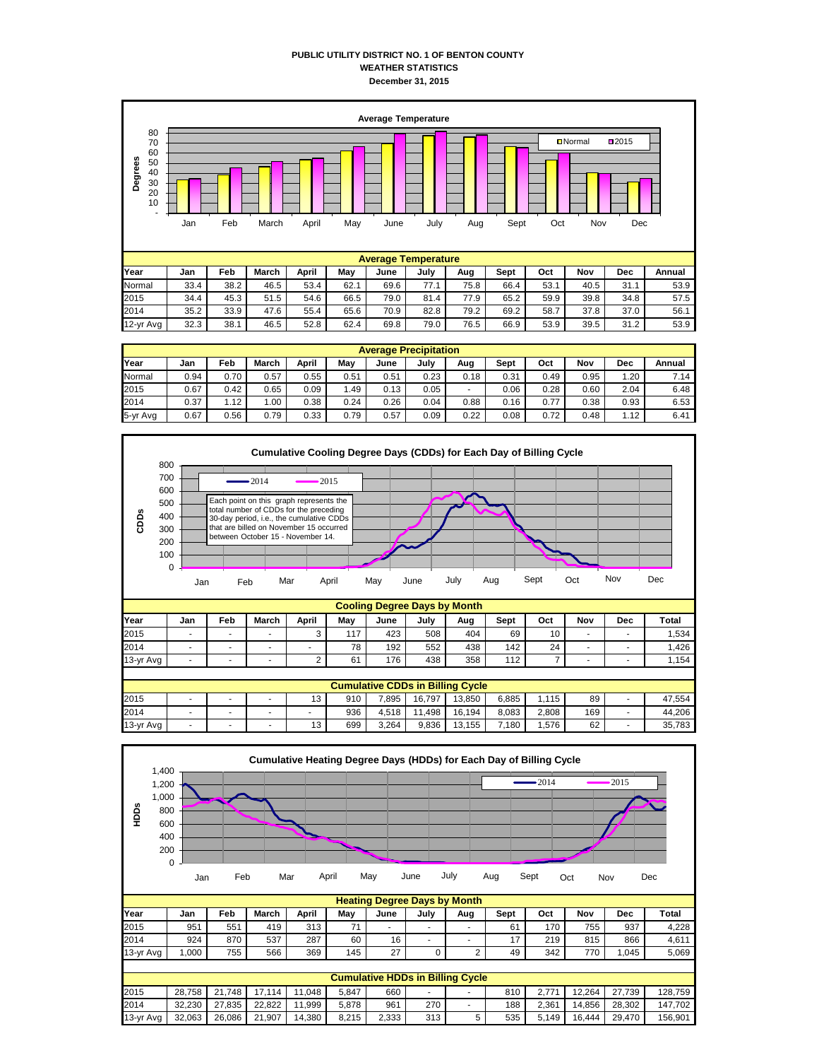# PUBLIC UTILITY DISTRICT NO. 1 OF BENTON COUNTY
## WEATHER STATISTICS
### December 31, 2015

**Average Temperature**

| Year | Jan | Feb | March | April | May | June | July | Aug | Sept | Oct | Nov | Dec | Annual |
|---|---|---|---|---|---|---|---|---|---|---|---|---|---|
| Normal | 33.4 | 38.2 | 46.5 | 53.4 | 62.1 | 69.6 | 77.1 | 75.8 | 66.4 | 53.1 | 40.5 | 31.1 | 53.9 |
| 2015 | 34.4 | 45.3 | 51.5 | 54.6 | 66.5 | 79.0 | 81.4 | 77.9 | 65.2 | 59.9 | 39.8 | 34.8 | 57.5 |
| 2014 | 35.2 | 33.9 | 47.6 | 55.4 | 65.6 | 70.9 | 82.8 | 79.2 | 69.2 | 58.7 | 37.8 | 37.0 | 56.1 |
| 12-yr Avg | 32.3 | 38.1 | 46.5 | 52.8 | 62.4 | 69.8 | 79.0 | 76.5 | 66.9 | 53.9 | 39.5 | 31.2 | 53.9 |

**Average Precipitation**

| Year | Jan | Feb | March | April | May | June | July | Aug | Sept | Oct | Nov | Dec | Annual |
|---|---|---|---|---|---|---|---|---|---|---|---|---|---|
| Normal | 0.94 | 0.70 | 0.57 | 0.55 | 0.51 | 0.51 | 0.23 | 0.18 | 0.31 | 0.49 | 0.95 | 1.20 | 7.14 |
| 2015 | 0.67 | 0.42 | 0.65 | 0.09 | 1.49 | 0.13 | 0.05 | - | 0.06 | 0.28 | 0.60 | 2.04 | 6.48 |
| 2014 | 0.37 | 1.12 | 1.00 | 0.38 | 0.24 | 0.26 | 0.04 | 0.88 | 0.16 | 0.77 | 0.38 | 0.93 | 6.53 |
| 5-yr Avg | 0.67 | 0.56 | 0.79 | 0.33 | 0.79 | 0.57 | 0.09 | 0.22 | 0.08 | 0.72 | 0.48 | 1.12 | 6.41 |

**Cumulative Cooling Degree Days (CDDs) for Each Day of Billing Cycle**

Each point on this graph represents the total number of CDDs for the preceding 30-day period, i.e., the cumulative CDDs that are billed on November 15 occurred between October 15 - November 14.

**Cooling Degree Days by Month**

| Year | Jan | Feb | March | April | May | June | July | Aug | Sept | Oct | Nov | Dec | Total |
|---|---|---|---|---|---|---|---|---|---|---|---|---|---|
| 2015 | - | - | - | 3 | 117 | 423 | 508 | 404 | 69 | 10 | - | - | 1,534 |
| 2014 | - | - | - | - | 78 | 192 | 552 | 438 | 142 | 24 | - | - | 1,426 |
| 13-yr Avg | - | - | - | 2 | 61 | 176 | 438 | 358 | 112 | 7 | - | - | 1,154 |

**Cumulative CDDs in Billing Cycle**

| Year | Jan | Feb | March | April | May | June | July | Aug | Sept | Oct | Nov | Dec | Total |
|---|---|---|---|---|---|---|---|---|---|---|---|---|---|
| 2015 | - | - | - | 13 | 910 | 7,895 | 16,797 | 13,850 | 6,885 | 1,115 | 89 | - | 47,554 |
| 2014 | - | - | - | - | 936 | 4,518 | 11,498 | 16,194 | 8,083 | 2,808 | 169 | - | 44,206 |
| 13-yr Avg | - | - | - | 13 | 699 | 3,264 | 9,836 | 13,155 | 7,180 | 1,576 | 62 | - | 35,783 |

**Cumulative Heating Degree Days (HDDs) for Each Day of Billing Cycle**

**Heating Degree Days by Month**

| Year | Jan | Feb | March | April | May | June | July | Aug | Sept | Oct | Nov | Dec | Total |
|---|---|---|---|---|---|---|---|---|---|---|---|---|---|
| 2015 | 951 | 551 | 419 | 313 | 71 | - | - | - | 61 | 170 | 755 | 937 | 4,228 |
| 2014 | 924 | 870 | 537 | 287 | 60 | 16 | - | - | 17 | 219 | 815 | 866 | 4,611 |
| 13-yr Avg | 1,000 | 755 | 566 | 369 | 145 | 27 | 0 | 2 | 49 | 342 | 770 | 1,045 | 5,069 |

**Cumulative HDDs in Billing Cycle**

| Year | Jan | Feb | March | April | May | June | July | Aug | Sept | Oct | Nov | Dec | Total |
|---|---|---|---|---|---|---|---|---|---|---|---|---|---|
| 2015 | 28,758 | 21,748 | 17,114 | 11,048 | 5,847 | 660 | - | - | 810 | 2,771 | 12,264 | 27,739 | 128,759 |
| 2014 | 32,230 | 27,835 | 22,822 | 11,999 | 5,878 | 961 | 270 | - | 188 | 2,361 | 14,856 | 28,302 | 147,702 |
| 13-yr Avg | 32,063 | 26,086 | 21,907 | 14,380 | 8,215 | 2,333 | 313 | 5 | 535 | 5,149 | 16,444 | 29,470 | 156,901 |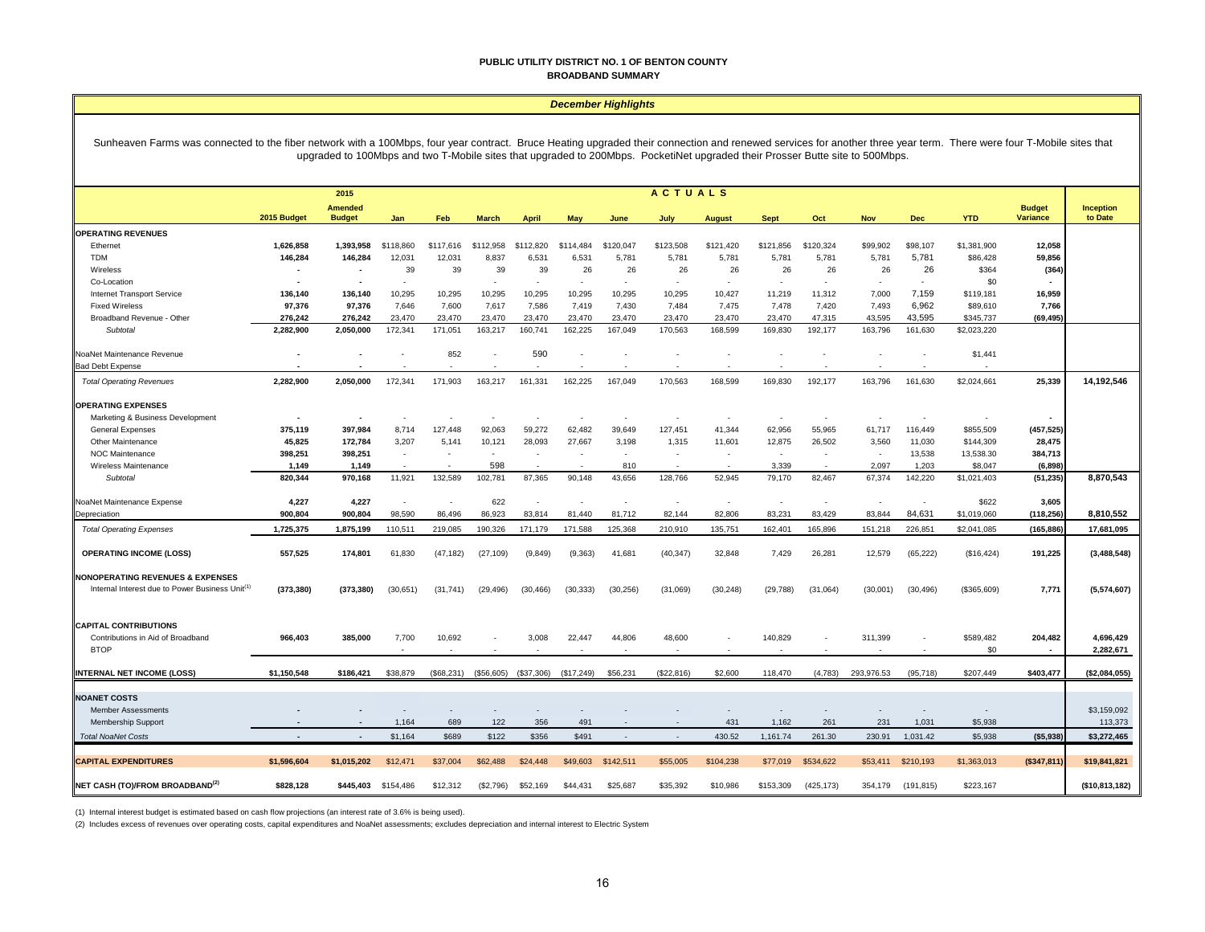# PUBLIC UTILITY DISTRICT NO. 1 OF BENTON COUNTY
## BROADBAND SUMMARY

### *December Highlights*

Sunheaven Farms was connected to the fiber network with a 100Mbps, four year contract. Bruce Heating upgraded their connection and renewed services for another three year term. There were four T-Mobile sites that upgraded to 100Mbps and two T-Mobile sites that upgraded to 200Mbps. PocketiNet upgraded their Prosser Butte site to 500Mbps.

| | 2015 Budget | 2015 Amended Budget | Jan | Feb | March | April | May | June | July | August | Sept | Oct | Nov | Dec | YTD | Budget Variance | Inception to Date |
|---|---|---|---|---|---|---|---|---|---|---|---|---|---|---|---|---|---|
| | | | ACTUALS | | | | | | | | | | | | | | |
| **OPERATING REVENUES** | | | | | | | | | | | | | | | | | |
| Ethernet | 1,626,858 | 1,393,958 | $118,860 | $117,616 | $112,958 | $112,820 | $114,484 | $120,047 | $123,508 | $121,420 | $121,856 | $120,324 | $99,902 | $98,107 | $1,381,900 | 12,058 | |
| TDM | 146,284 | 146,284 | 12,031 | 12,031 | 8,837 | 6,531 | 6,531 | 5,781 | 5,781 | 5,781 | 5,781 | 5,781 | 5,781 | 5,781 | $86,428 | 59,856 | |
| Wireless | - | - | 39 | 39 | 39 | 39 | 26 | 26 | 26 | 26 | 26 | 26 | 26 | 26 | $364 | (364) | |
| Co-Location | - | - | - | - | - | - | - | - | - | - | - | - | - | - | $0 | - | |
| Internet Transport Service | 136,140 | 136,140 | 10,295 | 10,295 | 10,295 | 10,295 | 10,295 | 10,295 | 10,295 | 10,427 | 11,219 | 11,312 | 7,000 | 7,159 | $119,181 | 16,959 | |
| Fixed Wireless | 97,376 | 97,376 | 7,646 | 7,600 | 7,617 | 7,586 | 7,419 | 7,430 | 7,484 | 7,475 | 7,478 | 7,420 | 7,493 | 6,962 | $89,610 | 7,766 | |
| Broadband Revenue - Other | 276,242 | 276,242 | 23,470 | 23,470 | 23,470 | 23,470 | 23,470 | 23,470 | 23,470 | 23,470 | 23,470 | 47,315 | 43,595 | 43,595 | $345,737 | (69,495) | |
| *Subtotal* | 2,282,900 | 2,050,000 | 172,341 | 171,051 | 163,217 | 160,741 | 162,225 | 167,049 | 170,563 | 168,599 | 169,830 | 192,177 | 163,796 | 161,630 | $2,023,220 | | |
| NoaNet Maintenance Revenue | - | - | - | 852 | - | 590 | - | - | - | - | - | - | - | - | $1,441 | | |
| Bad Debt Expense | - | - | - | - | - | - | - | - | - | - | - | - | - | - | - | | |
| *Total Operating Revenues* | 2,282,900 | 2,050,000 | 172,341 | 171,903 | 163,217 | 161,331 | 162,225 | 167,049 | 170,563 | 168,599 | 169,830 | 192,177 | 163,796 | 161,630 | $2,024,661 | 25,339 | 14,192,546 |
| **OPERATING EXPENSES** | | | | | | | | | | | | | | | | | |
| Marketing & Business Development | - | - | - | - | - | - | - | - | - | - | - | - | - | - | - | - | |
| General Expenses | 375,119 | 397,984 | 8,714 | 127,448 | 92,063 | 59,272 | 62,482 | 39,649 | 127,451 | 41,344 | 62,956 | 55,965 | 61,717 | 116,449 | $855,509 | (457,525) | |
| Other Maintenance | 45,825 | 172,784 | 3,207 | 5,141 | 10,121 | 28,093 | 27,667 | 3,198 | 1,315 | 11,601 | 12,875 | 26,502 | 3,560 | 11,030 | $144,309 | 28,475 | |
| NOC Maintenance | 398,251 | 398,251 | - | - | - | - | - | - | - | - | - | - | - | 13,538 | 13,538.30 | 384,713 | |
| Wireless Maintenance | 1,149 | 1,149 | - | - | 598 | - | - | 810 | - | - | 3,339 | - | 2,097 | 1,203 | $8,047 | (6,898) | |
| *Subtotal* | 820,344 | 970,168 | 11,921 | 132,589 | 102,781 | 87,365 | 90,148 | 43,656 | 128,766 | 52,945 | 79,170 | 82,467 | 67,374 | 142,220 | $1,021,403 | (51,235) | 8,870,543 |
| NoaNet Maintenance Expense | 4,227 | 4,227 | - | - | 622 | - | - | - | - | - | - | - | - | - | $622 | 3,605 | |
| Depreciation | 900,804 | 900,804 | 98,590 | 86,496 | 86,923 | 83,814 | 81,440 | 81,712 | 82,144 | 82,806 | 83,231 | 83,429 | 83,844 | 84,631 | $1,019,060 | (118,256) | 8,810,552 |
| *Total Operating Expenses* | 1,725,375 | 1,875,199 | 110,511 | 219,085 | 190,326 | 171,179 | 171,588 | 125,368 | 210,910 | 135,751 | 162,401 | 165,896 | 151,218 | 226,851 | $2,041,085 | (165,886) | 17,681,095 |
| **OPERATING INCOME (LOSS)** | 557,525 | 174,801 | 61,830 | (47,182) | (27,109) | (9,849) | (9,363) | 41,681 | (40,347) | 32,848 | 7,429 | 26,281 | 12,579 | (65,222) | ($16,424) | 191,225 | (3,488,548) |
| **NONOPERATING REVENUES & EXPENSES** | | | | | | | | | | | | | | | | | |
| Internal Interest due to Power Business Unit[1] | (373,380) | (373,380) | (30,651) | (31,741) | (29,496) | (30,466) | (30,333) | (30,256) | (31,069) | (30,248) | (29,788) | (31,064) | (30,001) | (30,496) | ($365,609) | 7,771 | (5,574,607) |
| **CAPITAL CONTRIBUTIONS** | | | | | | | | | | | | | | | | | |
| Contributions in Aid of Broadband | 966,403 | 385,000 | 7,700 | 10,692 | - | 3,008 | 22,447 | 44,806 | 48,600 | - | 140,829 | - | 311,399 | - | $589,482 | 204,482 | 4,696,429 |
| BTOP | | | - | - | - | - | - | - | - | - | - | - | - | - | $0 | - | 2,282,671 |
| **INTERNAL NET INCOME (LOSS)** | $1,150,548 | $186,421 | $38,879 | ($68,231) | ($56,605) | ($37,306) | ($17,249) | $56,231 | ($22,816) | $2,600 | 118,470 | (4,783) | 293,976.53 | (95,718) | $207,449 | $403,477 | ($2,084,055) |
| **NOANET COSTS** | | | | | | | | | | | | | | | | | |
| Member Assessments | - | - | - | - | - | - | - | - | - | - | - | - | - | - | - | | $3,159,092 |
| Membership Support | - | - | 1,164 | 689 | 122 | 356 | 491 | - | - | 431 | 1,162 | 261 | 231 | 1,031 | $5,938 | | 113,373 |
| *Total NoaNet Costs* | - | - | $1,164 | $689 | $122 | $356 | $491 | - | - | 430.52 | 1,161.74 | 261.30 | 230.91 | 1,031.42 | $5,938 | ($5,938) | $3,272,465 |
| **CAPITAL EXPENDITURES** | $1,596,604 | $1,015,202 | $12,471 | $37,004 | $62,488 | $24,448 | $49,603 | $142,511 | $55,005 | $104,238 | $77,019 | $534,622 | $53,411 | $210,193 | $1,363,013 | ($347,811) | $19,841,821 |
| **NET CASH (TO)/FROM BROADBAND[2]** | $828,128 | $445,403 | $154,486 | $12,312 | ($2,796) | $52,169 | $44,431 | $25,687 | $35,392 | $10,986 | $153,309 | (425,173) | 354,179 | (191,815) | $223,167 | | ($10,813,182) |

(1) Internal interest budget is estimated based on cash flow projections (an interest rate of 3.6% is being used).

(2) Includes excess of revenues over operating costs, capital expenditures and NoaNet assessments; excludes depreciation and internal interest to Electric System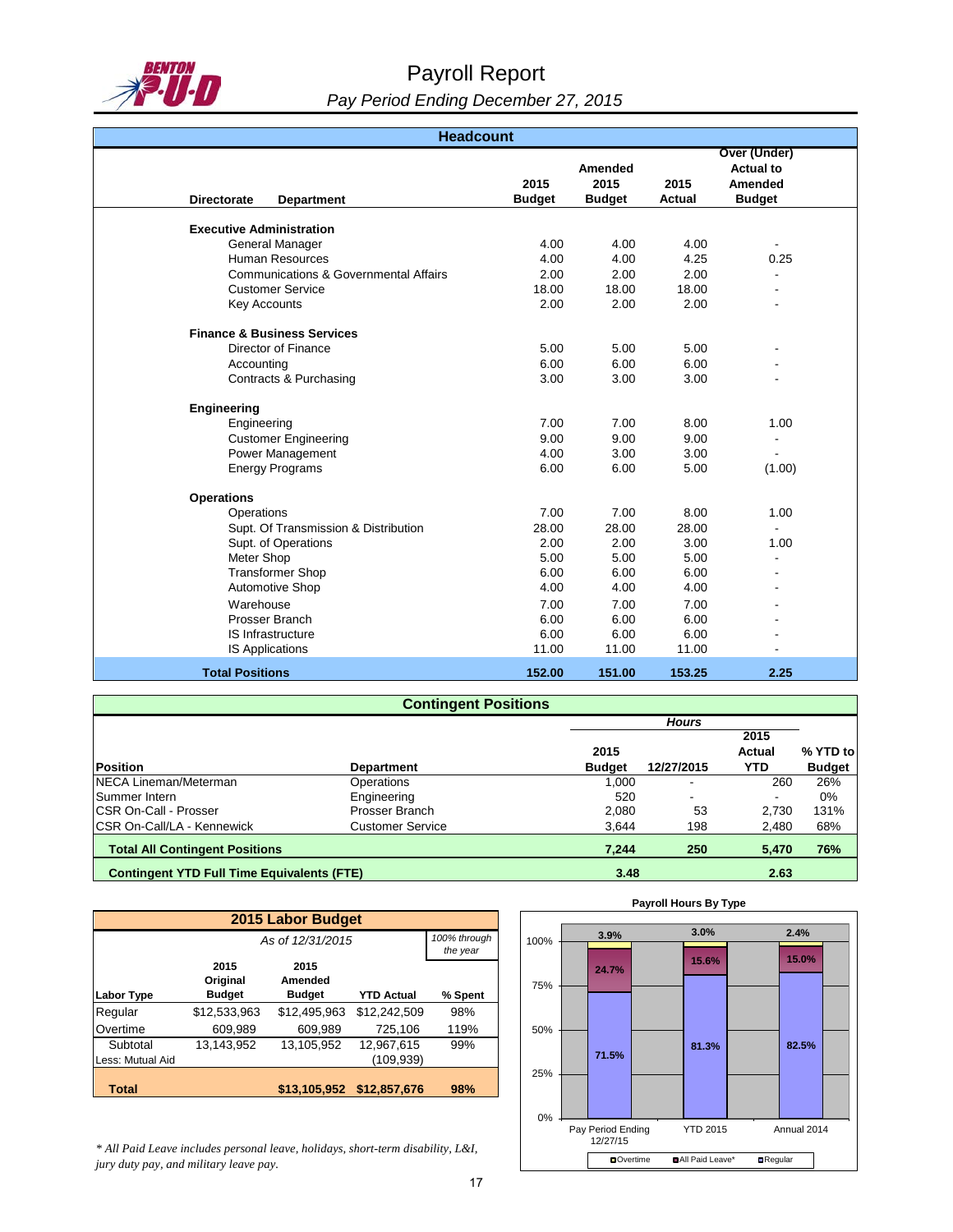# Payroll Report

*Pay Period Ending December 27, 2015*

## Headcount

| Directorate / Department | 2015 Budget | Amended 2015 Budget | 2015 Actual | Over (Under) Actual to Amended Budget |
|---|---|---|---|---|
| **Executive Administration** | | | | |
| General Manager | 4.00 | 4.00 | 4.00 | - |
| Human Resources | 4.00 | 4.00 | 4.25 | 0.25 |
| Communications & Governmental Affairs | 2.00 | 2.00 | 2.00 | - |
| Customer Service | 18.00 | 18.00 | 18.00 | - |
| Key Accounts | 2.00 | 2.00 | 2.00 | - |
| **Finance & Business Services** | | | | |
| Director of Finance | 5.00 | 5.00 | 5.00 | - |
| Accounting | 6.00 | 6.00 | 6.00 | - |
| Contracts & Purchasing | 3.00 | 3.00 | 3.00 | - |
| **Engineering** | | | | |
| Engineering | 7.00 | 7.00 | 8.00 | 1.00 |
| Customer Engineering | 9.00 | 9.00 | 9.00 | - |
| Power Management | 4.00 | 3.00 | 3.00 | - |
| Energy Programs | 6.00 | 6.00 | 5.00 | (1.00) |
| **Operations** | | | | |
| Operations | 7.00 | 7.00 | 8.00 | 1.00 |
| Supt. Of Transmission & Distribution | 28.00 | 28.00 | 28.00 | - |
| Supt. of Operations | 2.00 | 2.00 | 3.00 | 1.00 |
| Meter Shop | 5.00 | 5.00 | 5.00 | - |
| Transformer Shop | 6.00 | 6.00 | 6.00 | - |
| Automotive Shop | 4.00 | 4.00 | 4.00 | - |
| Warehouse | 7.00 | 7.00 | 7.00 | - |
| Prosser Branch | 6.00 | 6.00 | 6.00 | - |
| IS Infrastructure | 6.00 | 6.00 | 6.00 | - |
| IS Applications | 11.00 | 11.00 | 11.00 | - |
| **Total Positions** | **152.00** | **151.00** | **153.25** | **2.25** |

## Contingent Positions

| Position | Department | Hours: 2015 Budget | Hours: 12/27/2015 | Hours: 2015 Actual YTD | % YTD to Budget |
|---|---|---|---|---|---|
| NECA Lineman/Meterman | Operations | 1,000 | - | 260 | 26% |
| Summer Intern | Engineering | 520 | - | - | 0% |
| CSR On-Call - Prosser | Prosser Branch | 2,080 | 53 | 2,730 | 131% |
| CSR On-Call/LA - Kennewick | Customer Service | 3,644 | 198 | 2,480 | 68% |
| **Total All Contingent Positions** | | **7,244** | **250** | **5,470** | **76%** |
| **Contingent YTD Full Time Equivalents (FTE)** | | **3.48** | | **2.63** | |

## 2015 Labor Budget

*As of 12/31/2015* — *100% through the year*

| Labor Type | 2015 Original Budget | 2015 Amended Budget | YTD Actual | % Spent |
|---|---|---|---|---|
| Regular | $12,533,963 | $12,495,963 | $12,242,509 | 98% |
| Overtime | 609,989 | 609,989 | 725,106 | 119% |
| Subtotal | 13,143,952 | 13,105,952 | 12,967,615 | 99% |
| Less: Mutual Aid | | | (109,939) | |
| **Total** | | **$13,105,952** | **$12,857,676** | **98%** |

**Payroll Hours By Type**

100%
75%
50%
25%
0%

Pay Period Ending 12/27/15: 3.9%, 24.7%, 71.5%
YTD 2015: 3.0%, 15.6%, 81.3%
Annual 2014: 2.4%, 15.0%, 82.5%

Overtime | All Paid Leave* | Regular

*\* All Paid Leave includes personal leave, holidays, short-term disability, L&I, jury duty pay, and military leave pay.*